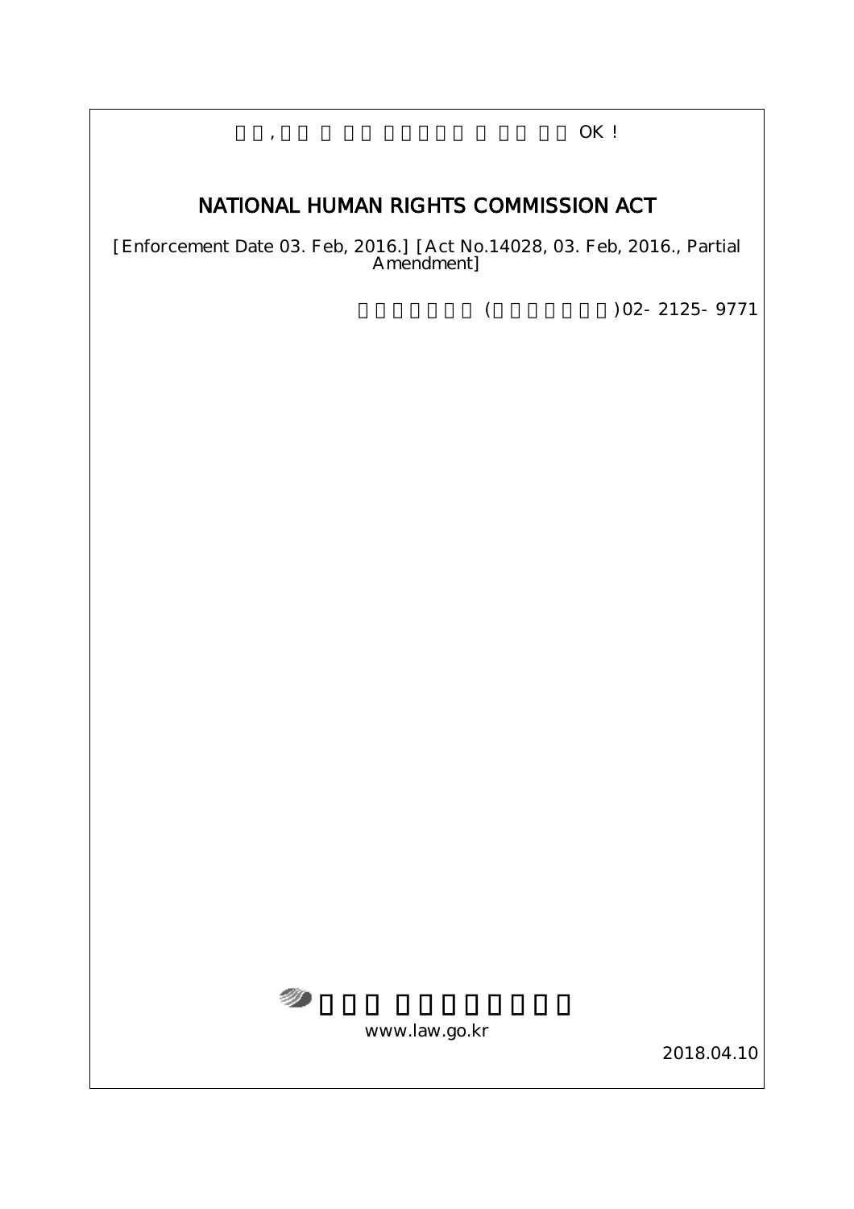OK !

# NATIONAL HUMAN RIGHTS COMMISSION ACT

[Enforcement Date 03. Feb, 2016.] [Act No.14028, 03. Feb, 2016., Partial Amendment]

( )02- 2125- 9771

www.law.go.kr

2018.04.10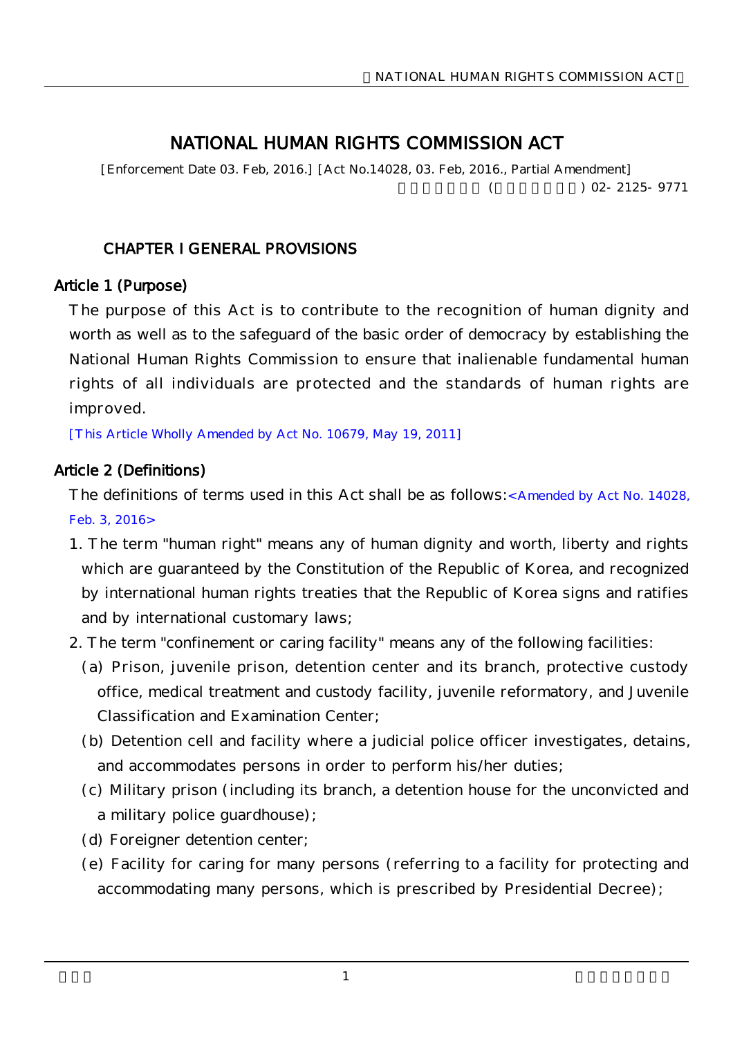# NATIONAL HUMAN RIGHTS COMMISSION ACT

[Enforcement Date 03. Feb, 2016.] [Act No.14028, 03. Feb, 2016., Partial Amendment]

( ) 02- 2125- 9771

## CHAPTER I GENERAL PROVISIONS

### Article 1 (Purpose)

The purpose of this Act is to contribute to the recognition of human dignity and worth as well as to the safeguard of the basic order of democracy by establishing the National Human Rights Commission to ensure that inalienable fundamental human rights of all individuals are protected and the standards of human rights are improved.

[This Article Wholly Amended by Act No. 10679, May 19, 2011]

### Article 2 (Definitions)

The definitions of terms used in this Act shall be as follows:<Amended by Act No. 14028, Feb. 3, 2016>

1. The term "human right" means any of human dignity and worth, liberty and rights which are guaranteed by the Constitution of the Republic of Korea, and recognized by international human rights treaties that the Republic of Korea signs and ratifies and by international customary laws;
2. The term "confinement or caring facility" means any of the following facilities:
   (a) Prison, juvenile prison, detention center and its branch, protective custody office, medical treatment and custody facility, juvenile reformatory, and Juvenile Classification and Examination Center;
   (b) Detention cell and facility where a judicial police officer investigates, detains, and accommodates persons in order to perform his/her duties;
   (c) Military prison (including its branch, a detention house for the unconvicted and a military police guardhouse);
   (d) Foreigner detention center;
   (e) Facility for caring for many persons (referring to a facility for protecting and accommodating many persons, which is prescribed by Presidential Decree);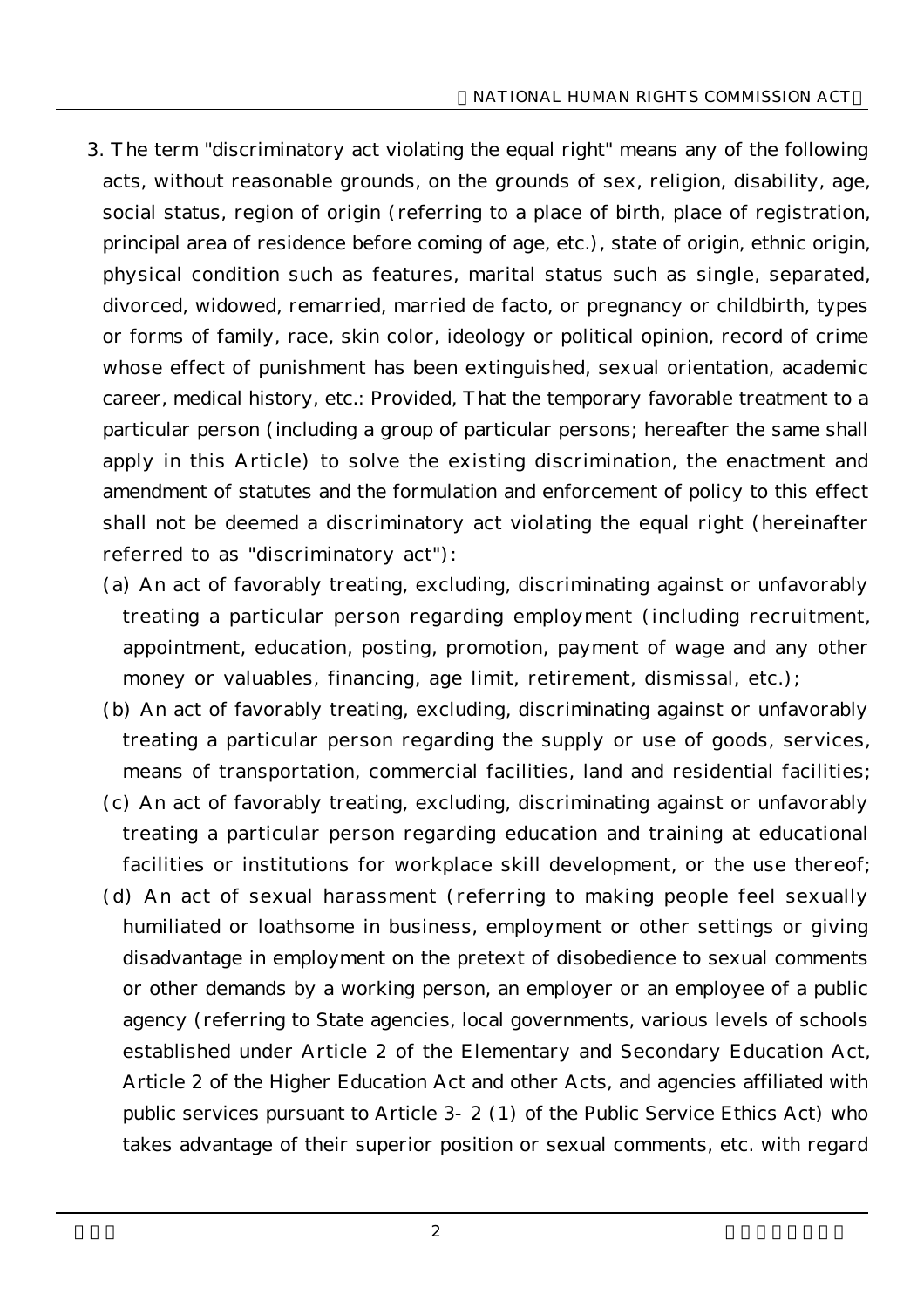3. The term "discriminatory act violating the equal right" means any of the following acts, without reasonable grounds, on the grounds of sex, religion, disability, age, social status, region of origin (referring to a place of birth, place of registration, principal area of residence before coming of age, etc.), state of origin, ethnic origin, physical condition such as features, marital status such as single, separated, divorced, widowed, remarried, married de facto, or pregnancy or childbirth, types or forms of family, race, skin color, ideology or political opinion, record of crime whose effect of punishment has been extinguished, sexual orientation, academic career, medical history, etc.: Provided, That the temporary favorable treatment to a particular person (including a group of particular persons; hereafter the same shall apply in this Article) to solve the existing discrimination, the enactment and amendment of statutes and the formulation and enforcement of policy to this effect shall not be deemed a discriminatory act violating the equal right (hereinafter referred to as "discriminatory act"):

   (a) An act of favorably treating, excluding, discriminating against or unfavorably treating a particular person regarding employment (including recruitment, appointment, education, posting, promotion, payment of wage and any other money or valuables, financing, age limit, retirement, dismissal, etc.);

   (b) An act of favorably treating, excluding, discriminating against or unfavorably treating a particular person regarding the supply or use of goods, services, means of transportation, commercial facilities, land and residential facilities;

   (c) An act of favorably treating, excluding, discriminating against or unfavorably treating a particular person regarding education and training at educational facilities or institutions for workplace skill development, or the use thereof;

   (d) An act of sexual harassment (referring to making people feel sexually humiliated or loathsome in business, employment or other settings or giving disadvantage in employment on the pretext of disobedience to sexual comments or other demands by a working person, an employer or an employee of a public agency (referring to State agencies, local governments, various levels of schools established under Article 2 of the Elementary and Secondary Education Act, Article 2 of the Higher Education Act and other Acts, and agencies affiliated with public services pursuant to Article 3-2 (1) of the Public Service Ethics Act) who takes advantage of their superior position or sexual comments, etc. with regard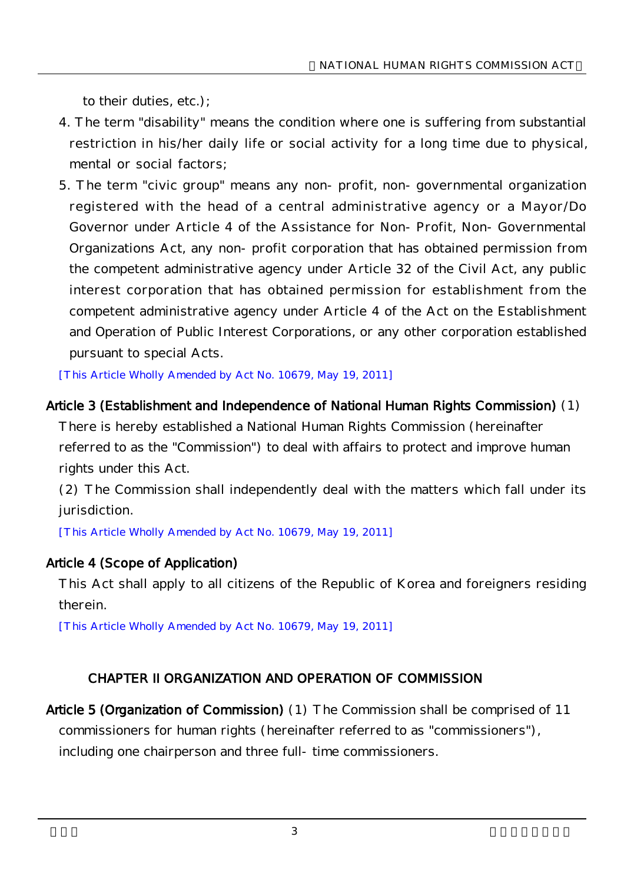to their duties, etc.);

4. The term "disability" means the condition where one is suffering from substantial restriction in his/her daily life or social activity for a long time due to physical, mental or social factors;
5. The term "civic group" means any non- profit, non- governmental organization registered with the head of a central administrative agency or a Mayor/Do Governor under Article 4 of the Assistance for Non- Profit, Non- Governmental Organizations Act, any non- profit corporation that has obtained permission from the competent administrative agency under Article 32 of the Civil Act, any public interest corporation that has obtained permission for establishment from the competent administrative agency under Article 4 of the Act on the Establishment and Operation of Public Interest Corporations, or any other corporation established pursuant to special Acts.

[This Article Wholly Amended by Act No. 10679, May 19, 2011]

**Article 3 (Establishment and Independence of National Human Rights Commission)** (1) There is hereby established a National Human Rights Commission (hereinafter referred to as the "Commission") to deal with affairs to protect and improve human rights under this Act.

(2) The Commission shall independently deal with the matters which fall under its jurisdiction.

[This Article Wholly Amended by Act No. 10679, May 19, 2011]

**Article 4 (Scope of Application)**

This Act shall apply to all citizens of the Republic of Korea and foreigners residing therein.

[This Article Wholly Amended by Act No. 10679, May 19, 2011]

## CHAPTER II ORGANIZATION AND OPERATION OF COMMISSION

**Article 5 (Organization of Commission)** (1) The Commission shall be comprised of 11 commissioners for human rights (hereinafter referred to as "commissioners"), including one chairperson and three full- time commissioners.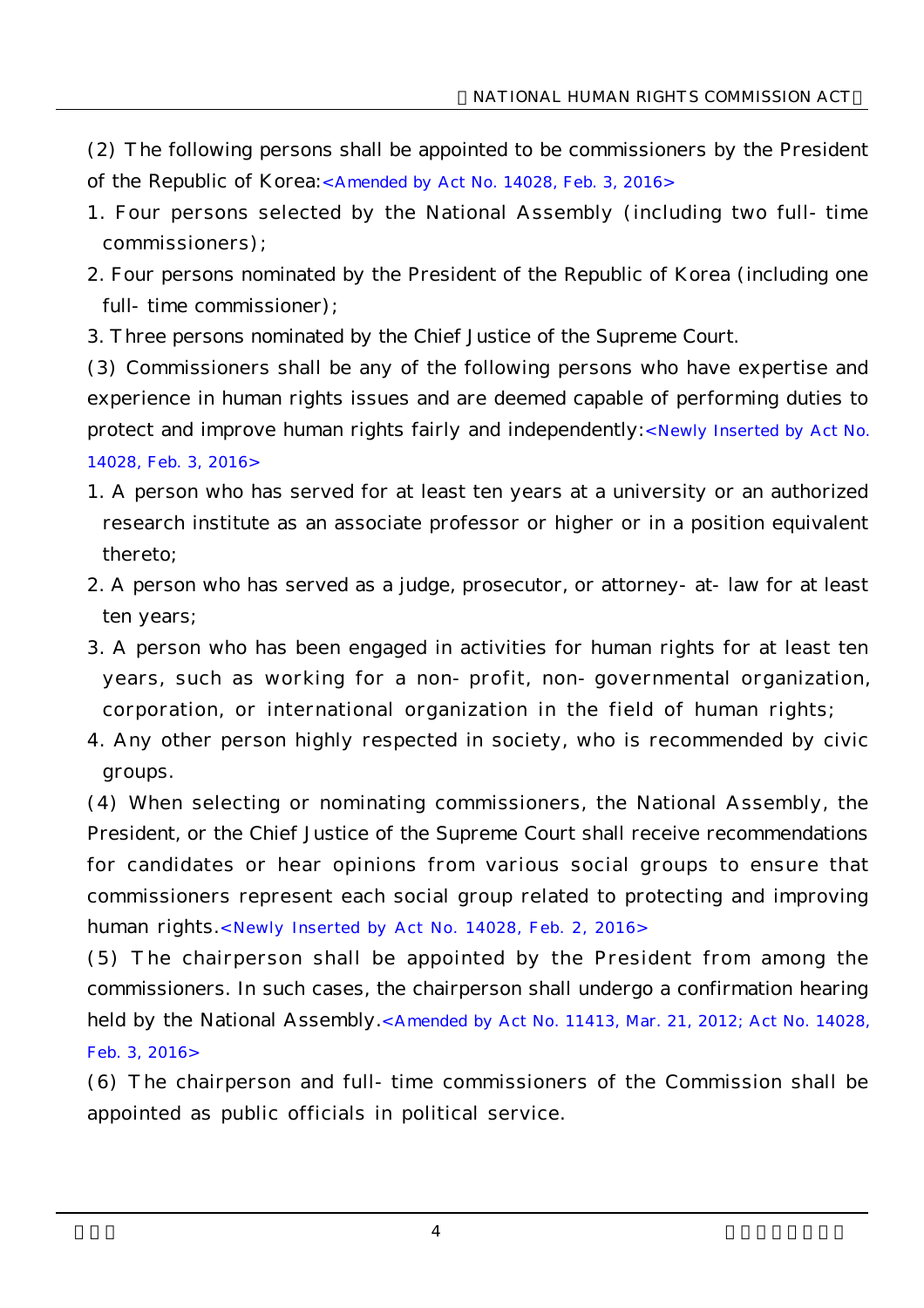(2) The following persons shall be appointed to be commissioners by the President of the Republic of Korea:<Amended by Act No. 14028, Feb. 3, 2016>

1. Four persons selected by the National Assembly (including two full- time commissioners);
2. Four persons nominated by the President of the Republic of Korea (including one full- time commissioner);
3. Three persons nominated by the Chief Justice of the Supreme Court.

(3) Commissioners shall be any of the following persons who have expertise and experience in human rights issues and are deemed capable of performing duties to protect and improve human rights fairly and independently:<Newly Inserted by Act No. 14028, Feb. 3, 2016>

1. A person who has served for at least ten years at a university or an authorized research institute as an associate professor or higher or in a position equivalent thereto;
2. A person who has served as a judge, prosecutor, or attorney- at- law for at least ten years;
3. A person who has been engaged in activities for human rights for at least ten years, such as working for a non- profit, non- governmental organization, corporation, or international organization in the field of human rights;
4. Any other person highly respected in society, who is recommended by civic groups.

(4) When selecting or nominating commissioners, the National Assembly, the President, or the Chief Justice of the Supreme Court shall receive recommendations for candidates or hear opinions from various social groups to ensure that commissioners represent each social group related to protecting and improving human rights.<Newly Inserted by Act No. 14028, Feb. 2, 2016>

(5) The chairperson shall be appointed by the President from among the commissioners. In such cases, the chairperson shall undergo a confirmation hearing held by the National Assembly.<Amended by Act No. 11413, Mar. 21, 2012; Act No. 14028, Feb. 3, 2016>

(6) The chairperson and full- time commissioners of the Commission shall be appointed as public officials in political service.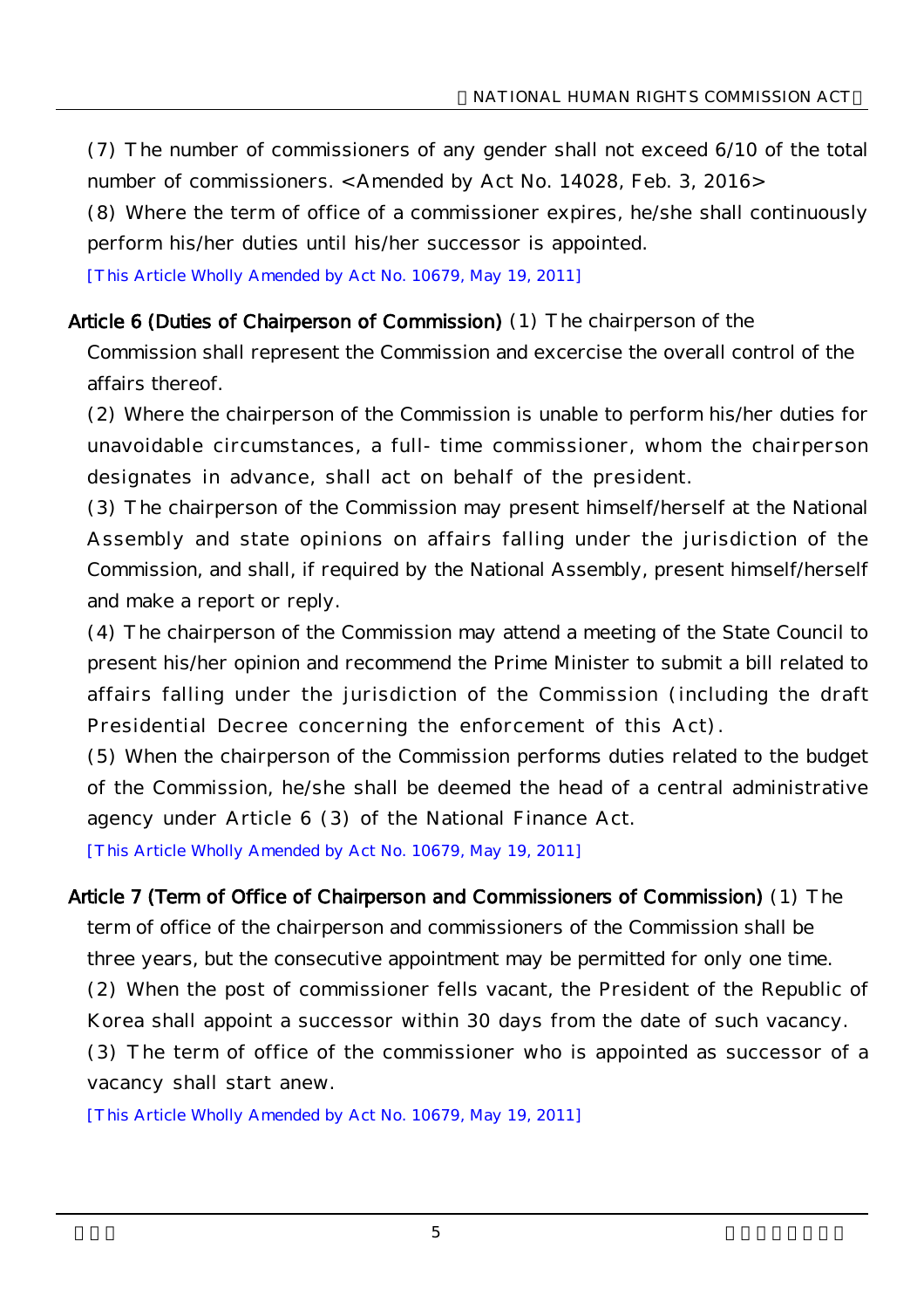(7) The number of commissioners of any gender shall not exceed 6/10 of the total number of commissioners. <Amended by Act No. 14028, Feb. 3, 2016>

(8) Where the term of office of a commissioner expires, he/she shall continuously perform his/her duties until his/her successor is appointed.

[This Article Wholly Amended by Act No. 10679, May 19, 2011]

**Article 6 (Duties of Chairperson of Commission)** (1) The chairperson of the Commission shall represent the Commission and excercise the overall control of the affairs thereof.

(2) Where the chairperson of the Commission is unable to perform his/her duties for unavoidable circumstances, a full- time commissioner, whom the chairperson designates in advance, shall act on behalf of the president.

(3) The chairperson of the Commission may present himself/herself at the National Assembly and state opinions on affairs falling under the jurisdiction of the Commission, and shall, if required by the National Assembly, present himself/herself and make a report or reply.

(4) The chairperson of the Commission may attend a meeting of the State Council to present his/her opinion and recommend the Prime Minister to submit a bill related to affairs falling under the jurisdiction of the Commission (including the draft Presidential Decree concerning the enforcement of this Act).

(5) When the chairperson of the Commission performs duties related to the budget of the Commission, he/she shall be deemed the head of a central administrative agency under Article 6 (3) of the National Finance Act.

[This Article Wholly Amended by Act No. 10679, May 19, 2011]

**Article 7 (Term of Office of Chairperson and Commissioners of Commission)** (1) The term of office of the chairperson and commissioners of the Commission shall be three years, but the consecutive appointment may be permitted for only one time.

(2) When the post of commissioner fells vacant, the President of the Republic of Korea shall appoint a successor within 30 days from the date of such vacancy.

(3) The term of office of the commissioner who is appointed as successor of a vacancy shall start anew.

[This Article Wholly Amended by Act No. 10679, May 19, 2011]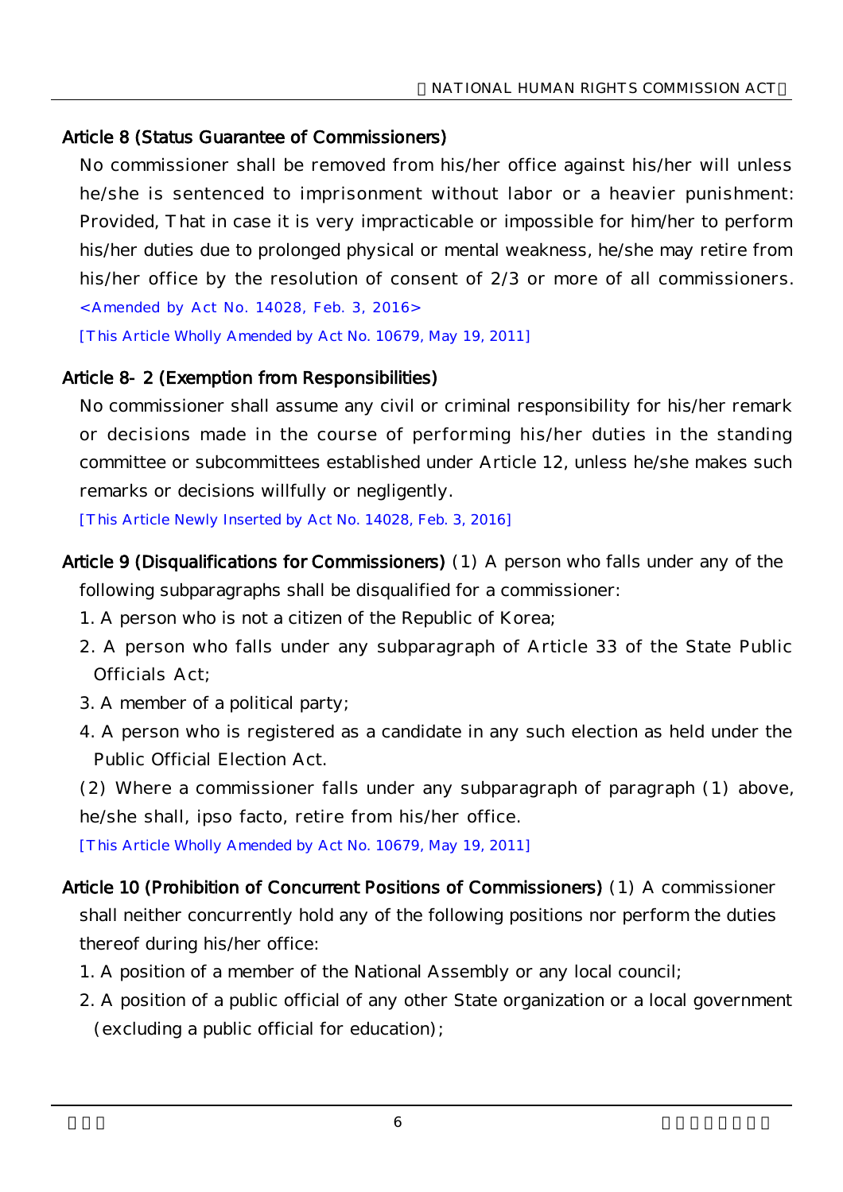**Article 8 (Status Guarantee of Commissioners)**

No commissioner shall be removed from his/her office against his/her will unless he/she is sentenced to imprisonment without labor or a heavier punishment: Provided, That in case it is very impracticable or impossible for him/her to perform his/her duties due to prolonged physical or mental weakness, he/she may retire from his/her office by the resolution of consent of 2/3 or more of all commissioners. <Amended by Act No. 14028, Feb. 3, 2016>

[This Article Wholly Amended by Act No. 10679, May 19, 2011]

**Article 8-2 (Exemption from Responsibilities)**

No commissioner shall assume any civil or criminal responsibility for his/her remark or decisions made in the course of performing his/her duties in the standing committee or subcommittees established under Article 12, unless he/she makes such remarks or decisions willfully or negligently.

[This Article Newly Inserted by Act No. 14028, Feb. 3, 2016]

**Article 9 (Disqualifications for Commissioners)** (1) A person who falls under any of the following subparagraphs shall be disqualified for a commissioner:

1. A person who is not a citizen of the Republic of Korea;
2. A person who falls under any subparagraph of Article 33 of the State Public Officials Act;
3. A member of a political party;
4. A person who is registered as a candidate in any such election as held under the Public Official Election Act.

(2) Where a commissioner falls under any subparagraph of paragraph (1) above, he/she shall, ipso facto, retire from his/her office.

[This Article Wholly Amended by Act No. 10679, May 19, 2011]

**Article 10 (Prohibition of Concurrent Positions of Commissioners)** (1) A commissioner shall neither concurrently hold any of the following positions nor perform the duties thereof during his/her office:

1. A position of a member of the National Assembly or any local council;
2. A position of a public official of any other State organization or a local government (excluding a public official for education);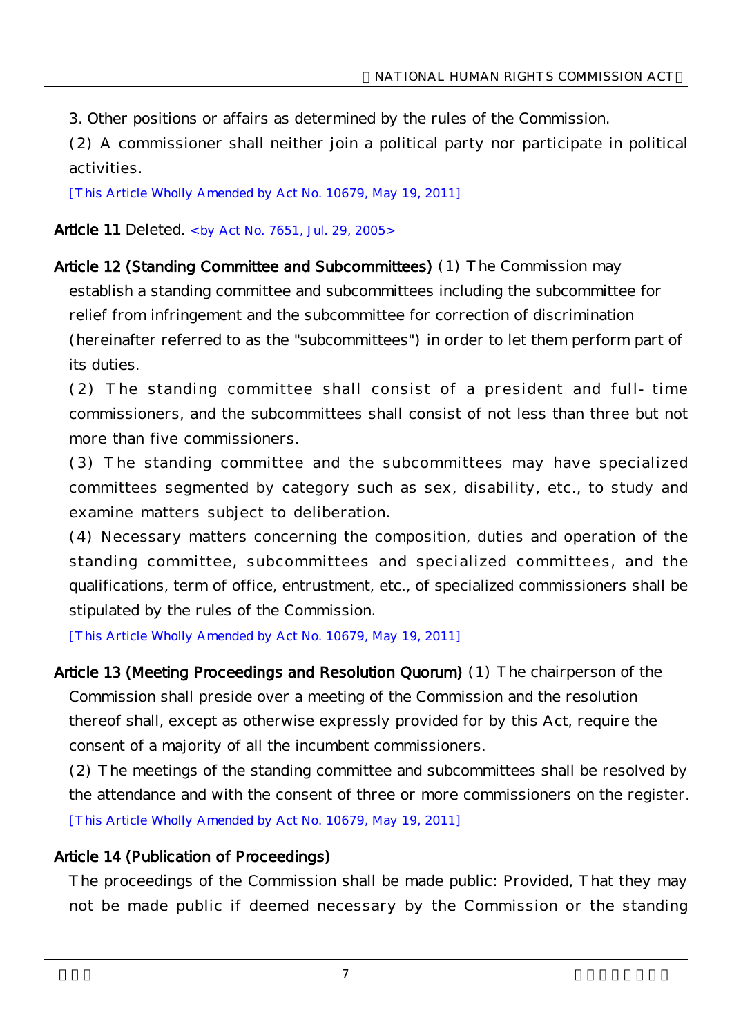3. Other positions or affairs as determined by the rules of the Commission.

(2) A commissioner shall neither join a political party nor participate in political activities.

[This Article Wholly Amended by Act No. 10679, May 19, 2011]

**Article 11** Deleted. <by Act No. 7651, Jul. 29, 2005>

**Article 12 (Standing Committee and Subcommittees)** (1) The Commission may establish a standing committee and subcommittees including the subcommittee for relief from infringement and the subcommittee for correction of discrimination (hereinafter referred to as the "subcommittees") in order to let them perform part of its duties.

(2) The standing committee shall consist of a president and full- time commissioners, and the subcommittees shall consist of not less than three but not more than five commissioners.

(3) The standing committee and the subcommittees may have specialized committees segmented by category such as sex, disability, etc., to study and examine matters subject to deliberation.

(4) Necessary matters concerning the composition, duties and operation of the standing committee, subcommittees and specialized committees, and the qualifications, term of office, entrustment, etc., of specialized commissioners shall be stipulated by the rules of the Commission.

[This Article Wholly Amended by Act No. 10679, May 19, 2011]

**Article 13 (Meeting Proceedings and Resolution Quorum)** (1) The chairperson of the Commission shall preside over a meeting of the Commission and the resolution thereof shall, except as otherwise expressly provided for by this Act, require the consent of a majority of all the incumbent commissioners.

(2) The meetings of the standing committee and subcommittees shall be resolved by the attendance and with the consent of three or more commissioners on the register.

[This Article Wholly Amended by Act No. 10679, May 19, 2011]

**Article 14 (Publication of Proceedings)**

The proceedings of the Commission shall be made public: Provided, That they may not be made public if deemed necessary by the Commission or the standing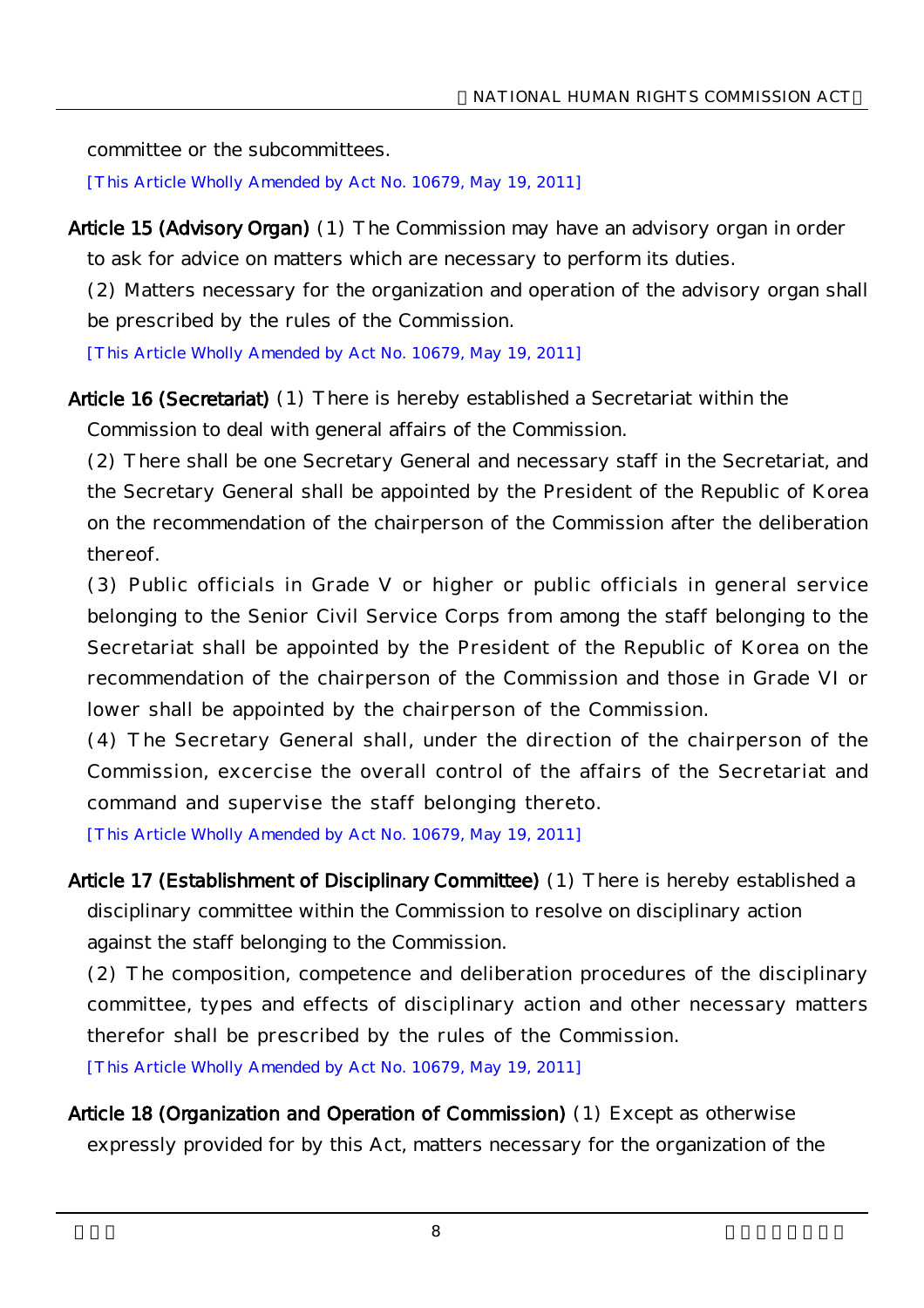committee or the subcommittees.

[This Article Wholly Amended by Act No. 10679, May 19, 2011]

**Article 15 (Advisory Organ)** (1) The Commission may have an advisory organ in order to ask for advice on matters which are necessary to perform its duties.

(2) Matters necessary for the organization and operation of the advisory organ shall be prescribed by the rules of the Commission.

[This Article Wholly Amended by Act No. 10679, May 19, 2011]

**Article 16 (Secretariat)** (1) There is hereby established a Secretariat within the Commission to deal with general affairs of the Commission.

(2) There shall be one Secretary General and necessary staff in the Secretariat, and the Secretary General shall be appointed by the President of the Republic of Korea on the recommendation of the chairperson of the Commission after the deliberation thereof.

(3) Public officials in Grade V or higher or public officials in general service belonging to the Senior Civil Service Corps from among the staff belonging to the Secretariat shall be appointed by the President of the Republic of Korea on the recommendation of the chairperson of the Commission and those in Grade VI or lower shall be appointed by the chairperson of the Commission.

(4) The Secretary General shall, under the direction of the chairperson of the Commission, excercise the overall control of the affairs of the Secretariat and command and supervise the staff belonging thereto.

[This Article Wholly Amended by Act No. 10679, May 19, 2011]

**Article 17 (Establishment of Disciplinary Committee)** (1) There is hereby established a disciplinary committee within the Commission to resolve on disciplinary action against the staff belonging to the Commission.

(2) The composition, competence and deliberation procedures of the disciplinary committee, types and effects of disciplinary action and other necessary matters therefor shall be prescribed by the rules of the Commission.

[This Article Wholly Amended by Act No. 10679, May 19, 2011]

**Article 18 (Organization and Operation of Commission)** (1) Except as otherwise expressly provided for by this Act, matters necessary for the organization of the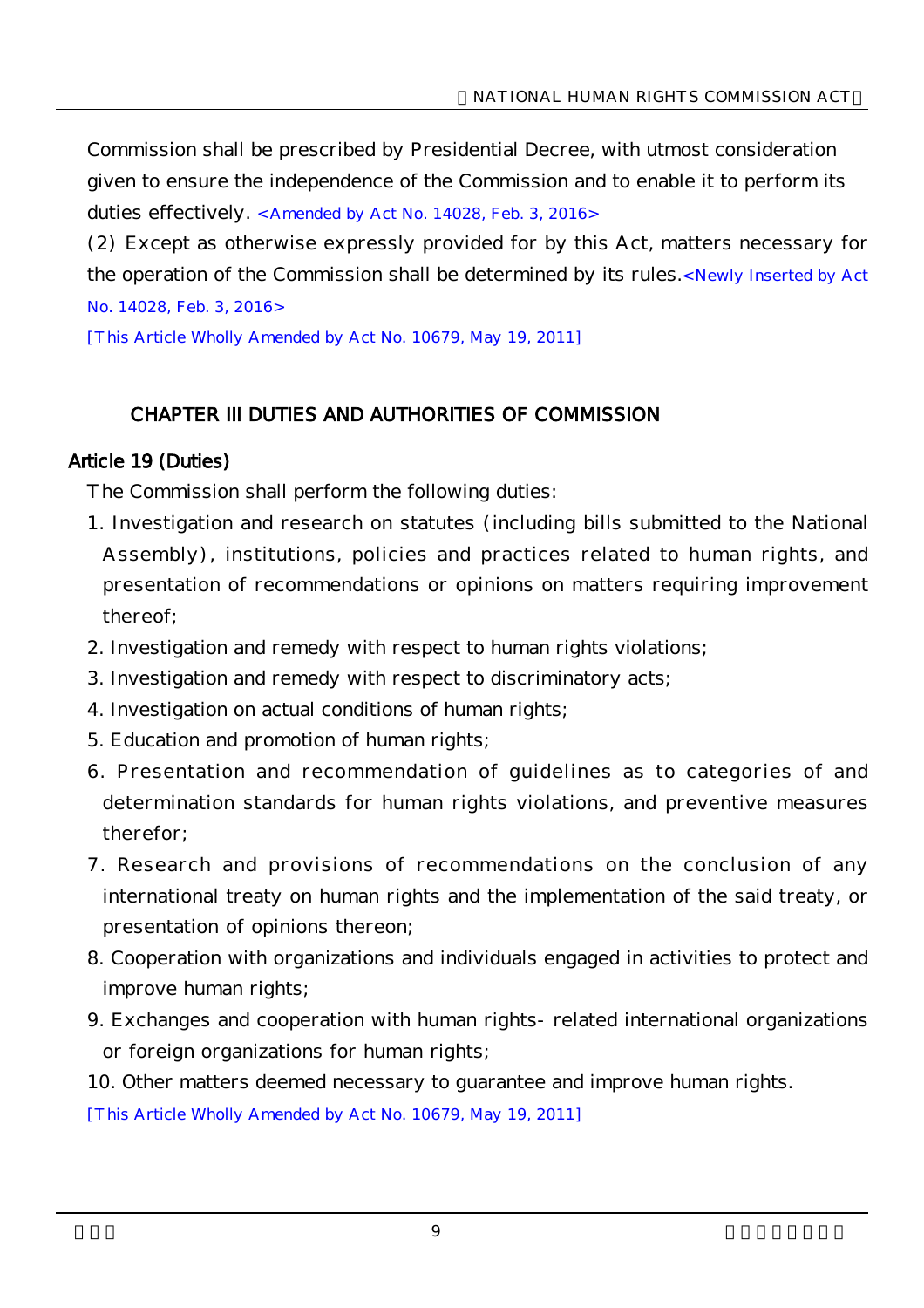Commission shall be prescribed by Presidential Decree, with utmost consideration given to ensure the independence of the Commission and to enable it to perform its duties effectively. <Amended by Act No. 14028, Feb. 3, 2016>

(2) Except as otherwise expressly provided for by this Act, matters necessary for the operation of the Commission shall be determined by its rules.<Newly Inserted by Act No. 14028, Feb. 3, 2016>

[This Article Wholly Amended by Act No. 10679, May 19, 2011]

## CHAPTER III DUTIES AND AUTHORITIES OF COMMISSION

### Article 19 (Duties)

The Commission shall perform the following duties:

1. Investigation and research on statutes (including bills submitted to the National Assembly), institutions, policies and practices related to human rights, and presentation of recommendations or opinions on matters requiring improvement thereof;
2. Investigation and remedy with respect to human rights violations;
3. Investigation and remedy with respect to discriminatory acts;
4. Investigation on actual conditions of human rights;
5. Education and promotion of human rights;
6. Presentation and recommendation of guidelines as to categories of and determination standards for human rights violations, and preventive measures therefor;
7. Research and provisions of recommendations on the conclusion of any international treaty on human rights and the implementation of the said treaty, or presentation of opinions thereon;
8. Cooperation with organizations and individuals engaged in activities to protect and improve human rights;
9. Exchanges and cooperation with human rights- related international organizations or foreign organizations for human rights;
10. Other matters deemed necessary to guarantee and improve human rights.

[This Article Wholly Amended by Act No. 10679, May 19, 2011]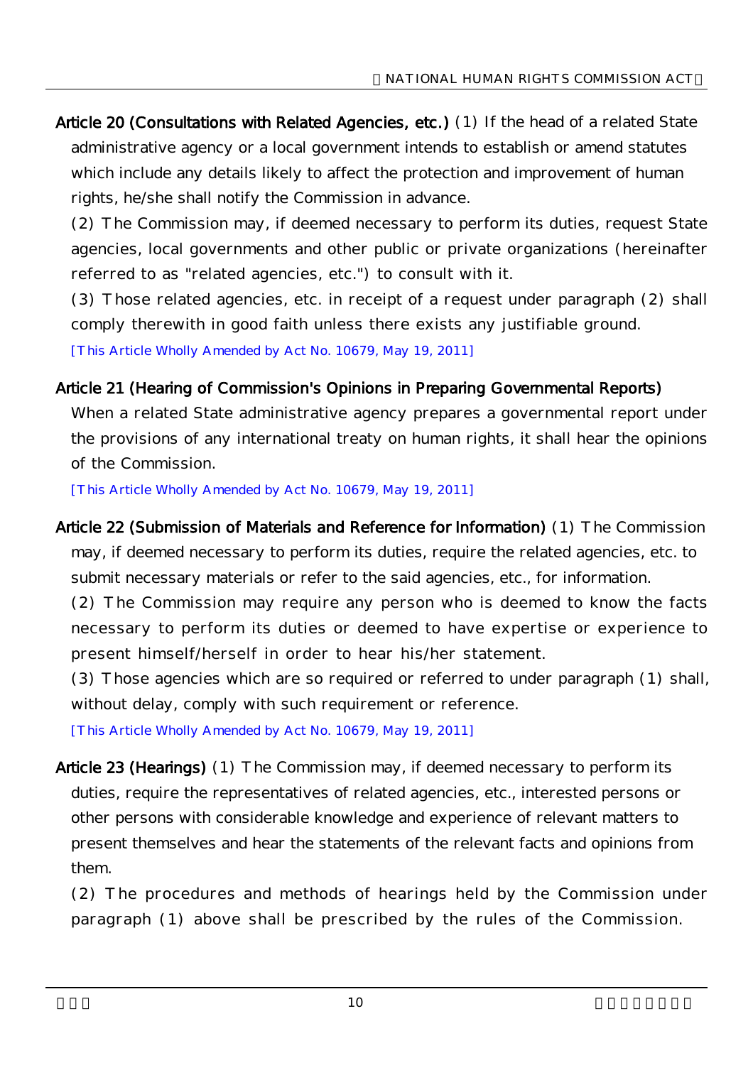**Article 20 (Consultations with Related Agencies, etc.)** (1) If the head of a related State administrative agency or a local government intends to establish or amend statutes which include any details likely to affect the protection and improvement of human rights, he/she shall notify the Commission in advance.

(2) The Commission may, if deemed necessary to perform its duties, request State agencies, local governments and other public or private organizations (hereinafter referred to as "related agencies, etc.") to consult with it.

(3) Those related agencies, etc. in receipt of a request under paragraph (2) shall comply therewith in good faith unless there exists any justifiable ground.

[This Article Wholly Amended by Act No. 10679, May 19, 2011]

**Article 21 (Hearing of Commission's Opinions in Preparing Governmental Reports)** When a related State administrative agency prepares a governmental report under the provisions of any international treaty on human rights, it shall hear the opinions of the Commission.

[This Article Wholly Amended by Act No. 10679, May 19, 2011]

**Article 22 (Submission of Materials and Reference for Information)** (1) The Commission may, if deemed necessary to perform its duties, require the related agencies, etc. to submit necessary materials or refer to the said agencies, etc., for information.

(2) The Commission may require any person who is deemed to know the facts necessary to perform its duties or deemed to have expertise or experience to present himself/herself in order to hear his/her statement.

(3) Those agencies which are so required or referred to under paragraph (1) shall, without delay, comply with such requirement or reference.

[This Article Wholly Amended by Act No. 10679, May 19, 2011]

**Article 23 (Hearings)** (1) The Commission may, if deemed necessary to perform its duties, require the representatives of related agencies, etc., interested persons or other persons with considerable knowledge and experience of relevant matters to present themselves and hear the statements of the relevant facts and opinions from them.

(2) The procedures and methods of hearings held by the Commission under paragraph (1) above shall be prescribed by the rules of the Commission.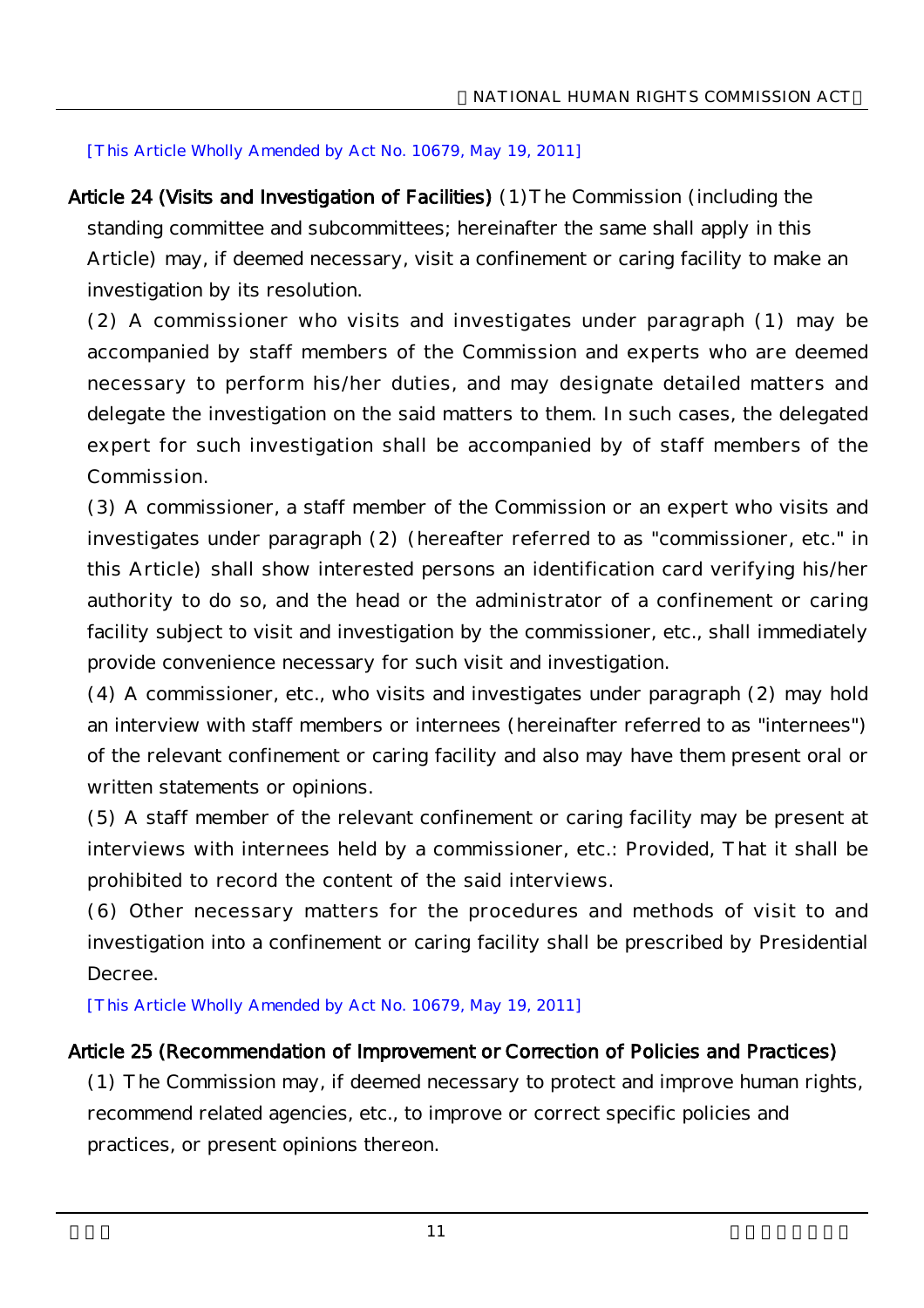[This Article Wholly Amended by Act No. 10679, May 19, 2011]

**Article 24 (Visits and Investigation of Facilities)** (1) The Commission (including the standing committee and subcommittees; hereinafter the same shall apply in this Article) may, if deemed necessary, visit a confinement or caring facility to make an investigation by its resolution.

(2) A commissioner who visits and investigates under paragraph (1) may be accompanied by staff members of the Commission and experts who are deemed necessary to perform his/her duties, and may designate detailed matters and delegate the investigation on the said matters to them. In such cases, the delegated expert for such investigation shall be accompanied by of staff members of the Commission.

(3) A commissioner, a staff member of the Commission or an expert who visits and investigates under paragraph (2) (hereafter referred to as "commissioner, etc." in this Article) shall show interested persons an identification card verifying his/her authority to do so, and the head or the administrator of a confinement or caring facility subject to visit and investigation by the commissioner, etc., shall immediately provide convenience necessary for such visit and investigation.

(4) A commissioner, etc., who visits and investigates under paragraph (2) may hold an interview with staff members or internees (hereinafter referred to as "internees") of the relevant confinement or caring facility and also may have them present oral or written statements or opinions.

(5) A staff member of the relevant confinement or caring facility may be present at interviews with internees held by a commissioner, etc.: Provided, That it shall be prohibited to record the content of the said interviews.

(6) Other necessary matters for the procedures and methods of visit to and investigation into a confinement or caring facility shall be prescribed by Presidential Decree.

[This Article Wholly Amended by Act No. 10679, May 19, 2011]

**Article 25 (Recommendation of Improvement or Correction of Policies and Practices)**

(1) The Commission may, if deemed necessary to protect and improve human rights, recommend related agencies, etc., to improve or correct specific policies and practices, or present opinions thereon.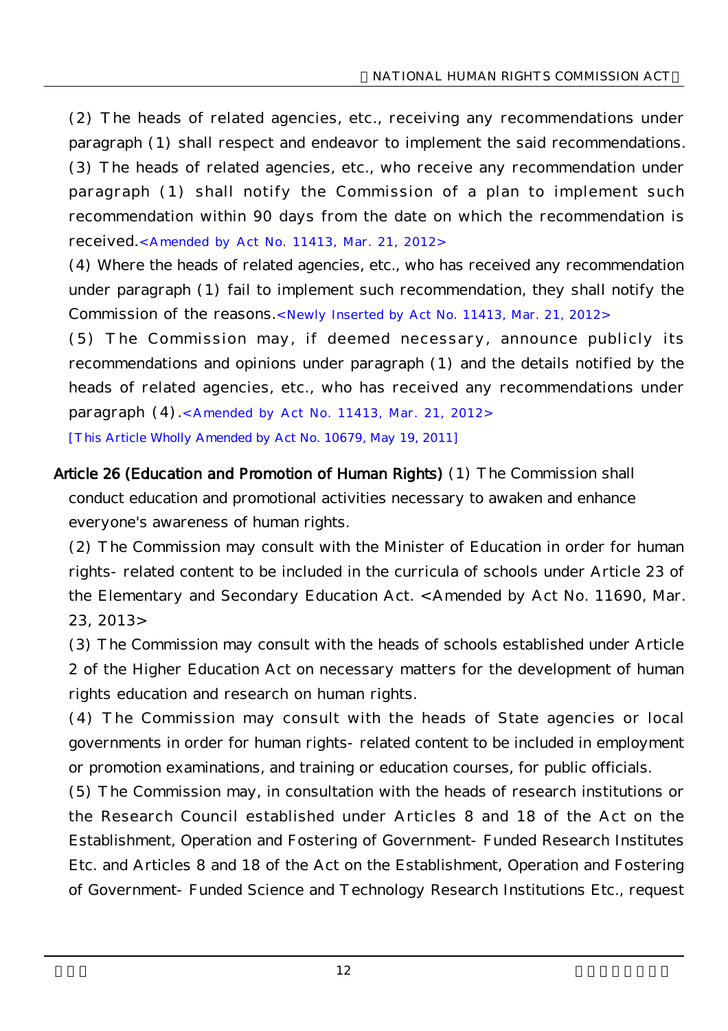(2) The heads of related agencies, etc., receiving any recommendations under paragraph (1) shall respect and endeavor to implement the said recommendations.

(3) The heads of related agencies, etc., who receive any recommendation under paragraph (1) shall notify the Commission of a plan to implement such recommendation within 90 days from the date on which the recommendation is received.<Amended by Act No. 11413, Mar. 21, 2012>

(4) Where the heads of related agencies, etc., who has received any recommendation under paragraph (1) fail to implement such recommendation, they shall notify the Commission of the reasons.<Newly Inserted by Act No. 11413, Mar. 21, 2012>

(5) The Commission may, if deemed necessary, announce publicly its recommendations and opinions under paragraph (1) and the details notified by the heads of related agencies, etc., who has received any recommendations under paragraph (4).<Amended by Act No. 11413, Mar. 21, 2012>

[This Article Wholly Amended by Act No. 10679, May 19, 2011]

**Article 26 (Education and Promotion of Human Rights)** (1) The Commission shall conduct education and promotional activities necessary to awaken and enhance everyone's awareness of human rights.

(2) The Commission may consult with the Minister of Education in order for human rights- related content to be included in the curricula of schools under Article 23 of the Elementary and Secondary Education Act. <Amended by Act No. 11690, Mar. 23, 2013>

(3) The Commission may consult with the heads of schools established under Article 2 of the Higher Education Act on necessary matters for the development of human rights education and research on human rights.

(4) The Commission may consult with the heads of State agencies or local governments in order for human rights- related content to be included in employment or promotion examinations, and training or education courses, for public officials.

(5) The Commission may, in consultation with the heads of research institutions or the Research Council established under Articles 8 and 18 of the Act on the Establishment, Operation and Fostering of Government- Funded Research Institutes Etc. and Articles 8 and 18 of the Act on the Establishment, Operation and Fostering of Government- Funded Science and Technology Research Institutions Etc., request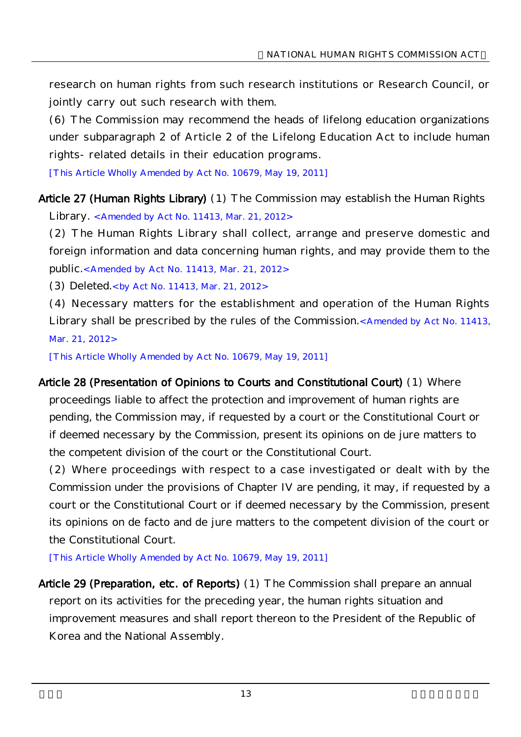research on human rights from such research institutions or Research Council, or jointly carry out such research with them.

(6) The Commission may recommend the heads of lifelong education organizations under subparagraph 2 of Article 2 of the Lifelong Education Act to include human rights- related details in their education programs.

[This Article Wholly Amended by Act No. 10679, May 19, 2011]

**Article 27 (Human Rights Library)** (1) The Commission may establish the Human Rights Library. <Amended by Act No. 11413, Mar. 21, 2012>

(2) The Human Rights Library shall collect, arrange and preserve domestic and foreign information and data concerning human rights, and may provide them to the public.<Amended by Act No. 11413, Mar. 21, 2012>

(3) Deleted.<by Act No. 11413, Mar. 21, 2012>

(4) Necessary matters for the establishment and operation of the Human Rights Library shall be prescribed by the rules of the Commission.<Amended by Act No. 11413, Mar. 21, 2012>

[This Article Wholly Amended by Act No. 10679, May 19, 2011]

**Article 28 (Presentation of Opinions to Courts and Constitutional Court)** (1) Where proceedings liable to affect the protection and improvement of human rights are pending, the Commission may, if requested by a court or the Constitutional Court or if deemed necessary by the Commission, present its opinions on de jure matters to the competent division of the court or the Constitutional Court.

(2) Where proceedings with respect to a case investigated or dealt with by the Commission under the provisions of Chapter IV are pending, it may, if requested by a court or the Constitutional Court or if deemed necessary by the Commission, present its opinions on de facto and de jure matters to the competent division of the court or the Constitutional Court.

[This Article Wholly Amended by Act No. 10679, May 19, 2011]

**Article 29 (Preparation, etc. of Reports)** (1) The Commission shall prepare an annual report on its activities for the preceding year, the human rights situation and improvement measures and shall report thereon to the President of the Republic of Korea and the National Assembly.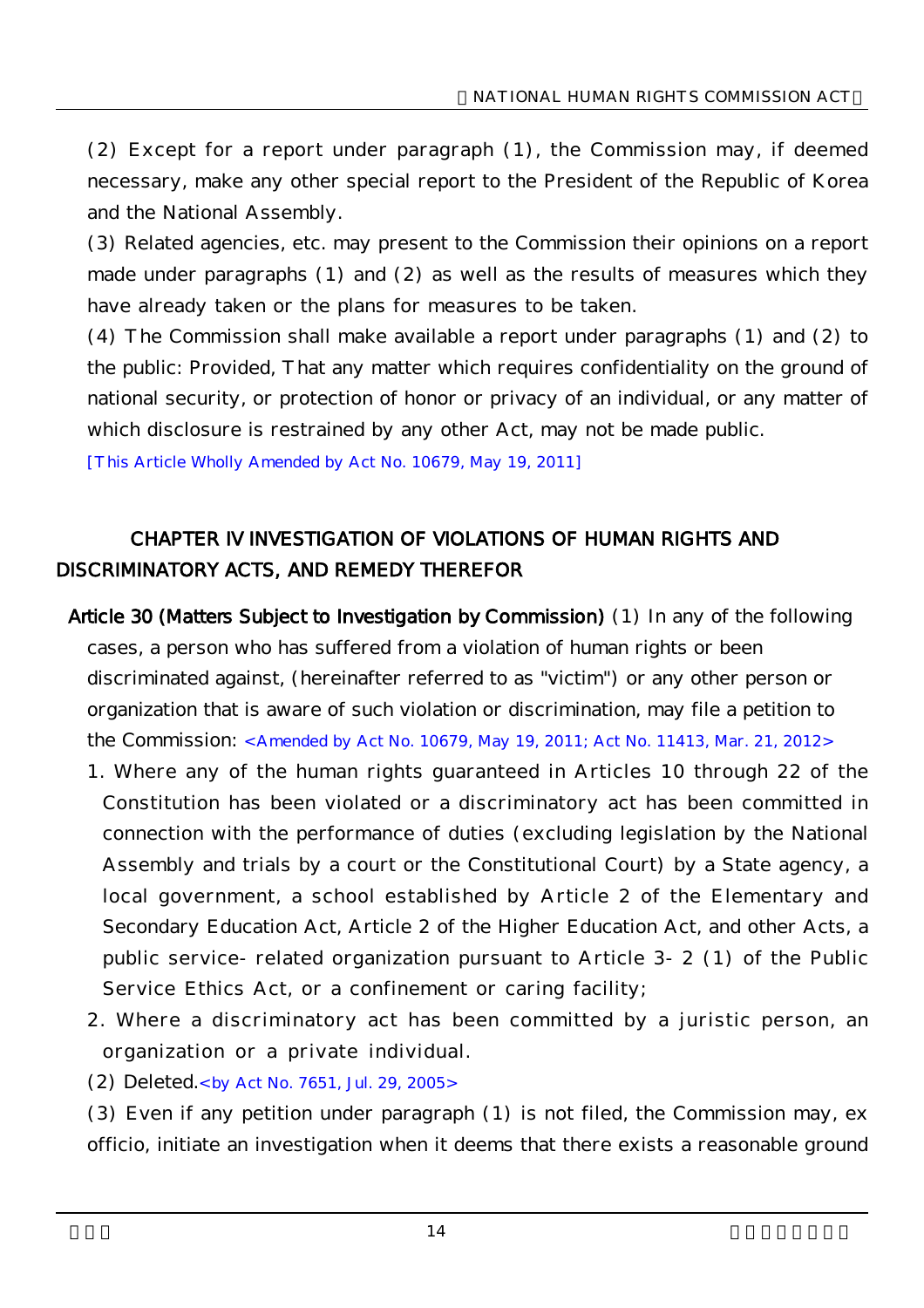(2) Except for a report under paragraph (1), the Commission may, if deemed necessary, make any other special report to the President of the Republic of Korea and the National Assembly.

(3) Related agencies, etc. may present to the Commission their opinions on a report made under paragraphs (1) and (2) as well as the results of measures which they have already taken or the plans for measures to be taken.

(4) The Commission shall make available a report under paragraphs (1) and (2) to the public: Provided, That any matter which requires confidentiality on the ground of national security, or protection of honor or privacy of an individual, or any matter of which disclosure is restrained by any other Act, may not be made public.

[This Article Wholly Amended by Act No. 10679, May 19, 2011]

## CHAPTER IV INVESTIGATION OF VIOLATIONS OF HUMAN RIGHTS AND DISCRIMINATORY ACTS, AND REMEDY THEREFOR

**Article 30 (Matters Subject to Investigation by Commission)** (1) In any of the following cases, a person who has suffered from a violation of human rights or been discriminated against, (hereinafter referred to as "victim") or any other person or organization that is aware of such violation or discrimination, may file a petition to the Commission: <Amended by Act No. 10679, May 19, 2011; Act No. 11413, Mar. 21, 2012>

1. Where any of the human rights guaranteed in Articles 10 through 22 of the Constitution has been violated or a discriminatory act has been committed in connection with the performance of duties (excluding legislation by the National Assembly and trials by a court or the Constitutional Court) by a State agency, a local government, a school established by Article 2 of the Elementary and Secondary Education Act, Article 2 of the Higher Education Act, and other Acts, a public service- related organization pursuant to Article 3- 2 (1) of the Public Service Ethics Act, or a confinement or caring facility;
2. Where a discriminatory act has been committed by a juristic person, an organization or a private individual.

(2) Deleted.<by Act No. 7651, Jul. 29, 2005>

(3) Even if any petition under paragraph (1) is not filed, the Commission may, ex officio, initiate an investigation when it deems that there exists a reasonable ground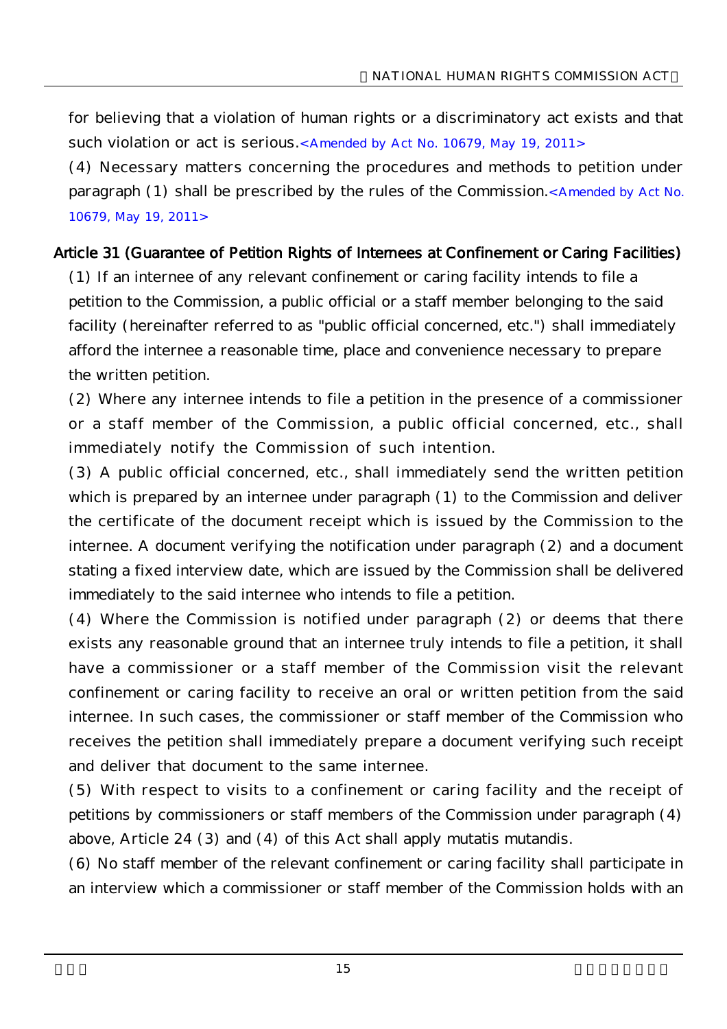for believing that a violation of human rights or a discriminatory act exists and that such violation or act is serious.<Amended by Act No. 10679, May 19, 2011>

(4) Necessary matters concerning the procedures and methods to petition under paragraph (1) shall be prescribed by the rules of the Commission.<Amended by Act No. 10679, May 19, 2011>

**Article 31 (Guarantee of Petition Rights of Internees at Confinement or Caring Facilities)**

(1) If an internee of any relevant confinement or caring facility intends to file a petition to the Commission, a public official or a staff member belonging to the said facility (hereinafter referred to as "public official concerned, etc.") shall immediately afford the internee a reasonable time, place and convenience necessary to prepare the written petition.

(2) Where any internee intends to file a petition in the presence of a commissioner or a staff member of the Commission, a public official concerned, etc., shall immediately notify the Commission of such intention.

(3) A public official concerned, etc., shall immediately send the written petition which is prepared by an internee under paragraph (1) to the Commission and deliver the certificate of the document receipt which is issued by the Commission to the internee. A document verifying the notification under paragraph (2) and a document stating a fixed interview date, which are issued by the Commission shall be delivered immediately to the said internee who intends to file a petition.

(4) Where the Commission is notified under paragraph (2) or deems that there exists any reasonable ground that an internee truly intends to file a petition, it shall have a commissioner or a staff member of the Commission visit the relevant confinement or caring facility to receive an oral or written petition from the said internee. In such cases, the commissioner or staff member of the Commission who receives the petition shall immediately prepare a document verifying such receipt and deliver that document to the same internee.

(5) With respect to visits to a confinement or caring facility and the receipt of petitions by commissioners or staff members of the Commission under paragraph (4) above, Article 24 (3) and (4) of this Act shall apply mutatis mutandis.

(6) No staff member of the relevant confinement or caring facility shall participate in an interview which a commissioner or staff member of the Commission holds with an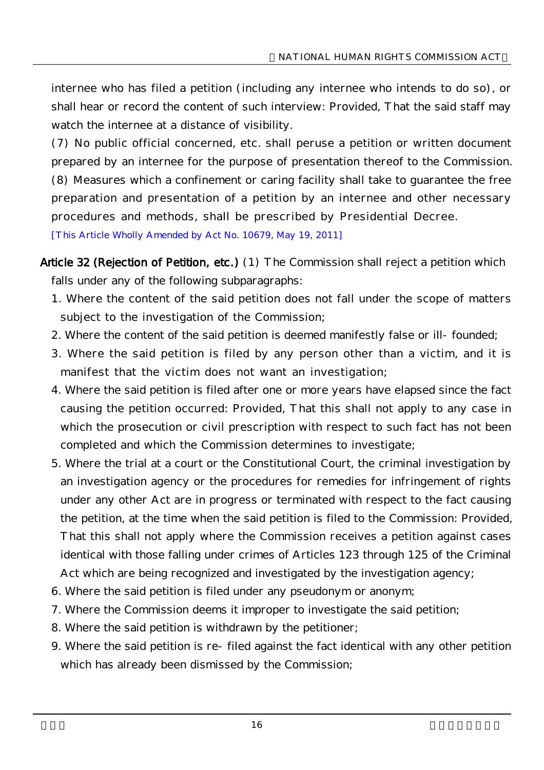internee who has filed a petition (including any internee who intends to do so), or shall hear or record the content of such interview: Provided, That the said staff may watch the internee at a distance of visibility.

(7) No public official concerned, etc. shall peruse a petition or written document prepared by an internee for the purpose of presentation thereof to the Commission.

(8) Measures which a confinement or caring facility shall take to guarantee the free preparation and presentation of a petition by an internee and other necessary procedures and methods, shall be prescribed by Presidential Decree.

[This Article Wholly Amended by Act No. 10679, May 19, 2011]

**Article 32 (Rejection of Petition, etc.)** (1) The Commission shall reject a petition which falls under any of the following subparagraphs:

1. Where the content of the said petition does not fall under the scope of matters subject to the investigation of the Commission;
2. Where the content of the said petition is deemed manifestly false or ill- founded;
3. Where the said petition is filed by any person other than a victim, and it is manifest that the victim does not want an investigation;
4. Where the said petition is filed after one or more years have elapsed since the fact causing the petition occurred: Provided, That this shall not apply to any case in which the prosecution or civil prescription with respect to such fact has not been completed and which the Commission determines to investigate;
5. Where the trial at a court or the Constitutional Court, the criminal investigation by an investigation agency or the procedures for remedies for infringement of rights under any other Act are in progress or terminated with respect to the fact causing the petition, at the time when the said petition is filed to the Commission: Provided, That this shall not apply where the Commission receives a petition against cases identical with those falling under crimes of Articles 123 through 125 of the Criminal Act which are being recognized and investigated by the investigation agency;
6. Where the said petition is filed under any pseudonym or anonym;
7. Where the Commission deems it improper to investigate the said petition;
8. Where the said petition is withdrawn by the petitioner;
9. Where the said petition is re- filed against the fact identical with any other petition which has already been dismissed by the Commission;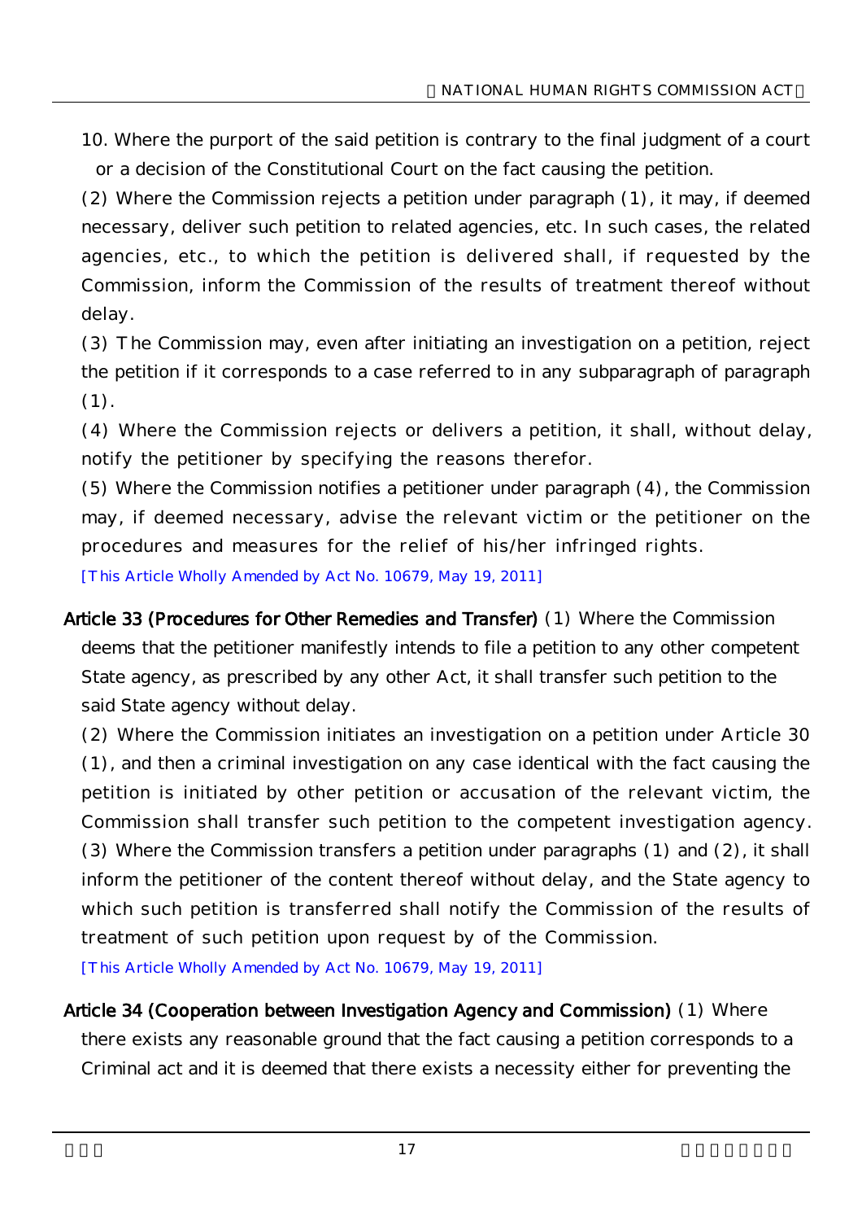10. Where the purport of the said petition is contrary to the final judgment of a court or a decision of the Constitutional Court on the fact causing the petition.

(2) Where the Commission rejects a petition under paragraph (1), it may, if deemed necessary, deliver such petition to related agencies, etc. In such cases, the related agencies, etc., to which the petition is delivered shall, if requested by the Commission, inform the Commission of the results of treatment thereof without delay.

(3) The Commission may, even after initiating an investigation on a petition, reject the petition if it corresponds to a case referred to in any subparagraph of paragraph (1).

(4) Where the Commission rejects or delivers a petition, it shall, without delay, notify the petitioner by specifying the reasons therefor.

(5) Where the Commission notifies a petitioner under paragraph (4), the Commission may, if deemed necessary, advise the relevant victim or the petitioner on the procedures and measures for the relief of his/her infringed rights.

[This Article Wholly Amended by Act No. 10679, May 19, 2011]

**Article 33 (Procedures for Other Remedies and Transfer)** (1) Where the Commission deems that the petitioner manifestly intends to file a petition to any other competent State agency, as prescribed by any other Act, it shall transfer such petition to the said State agency without delay.

(2) Where the Commission initiates an investigation on a petition under Article 30 (1), and then a criminal investigation on any case identical with the fact causing the petition is initiated by other petition or accusation of the relevant victim, the Commission shall transfer such petition to the competent investigation agency.

(3) Where the Commission transfers a petition under paragraphs (1) and (2), it shall inform the petitioner of the content thereof without delay, and the State agency to which such petition is transferred shall notify the Commission of the results of treatment of such petition upon request by of the Commission.

[This Article Wholly Amended by Act No. 10679, May 19, 2011]

**Article 34 (Cooperation between Investigation Agency and Commission)** (1) Where there exists any reasonable ground that the fact causing a petition corresponds to a Criminal act and it is deemed that there exists a necessity either for preventing the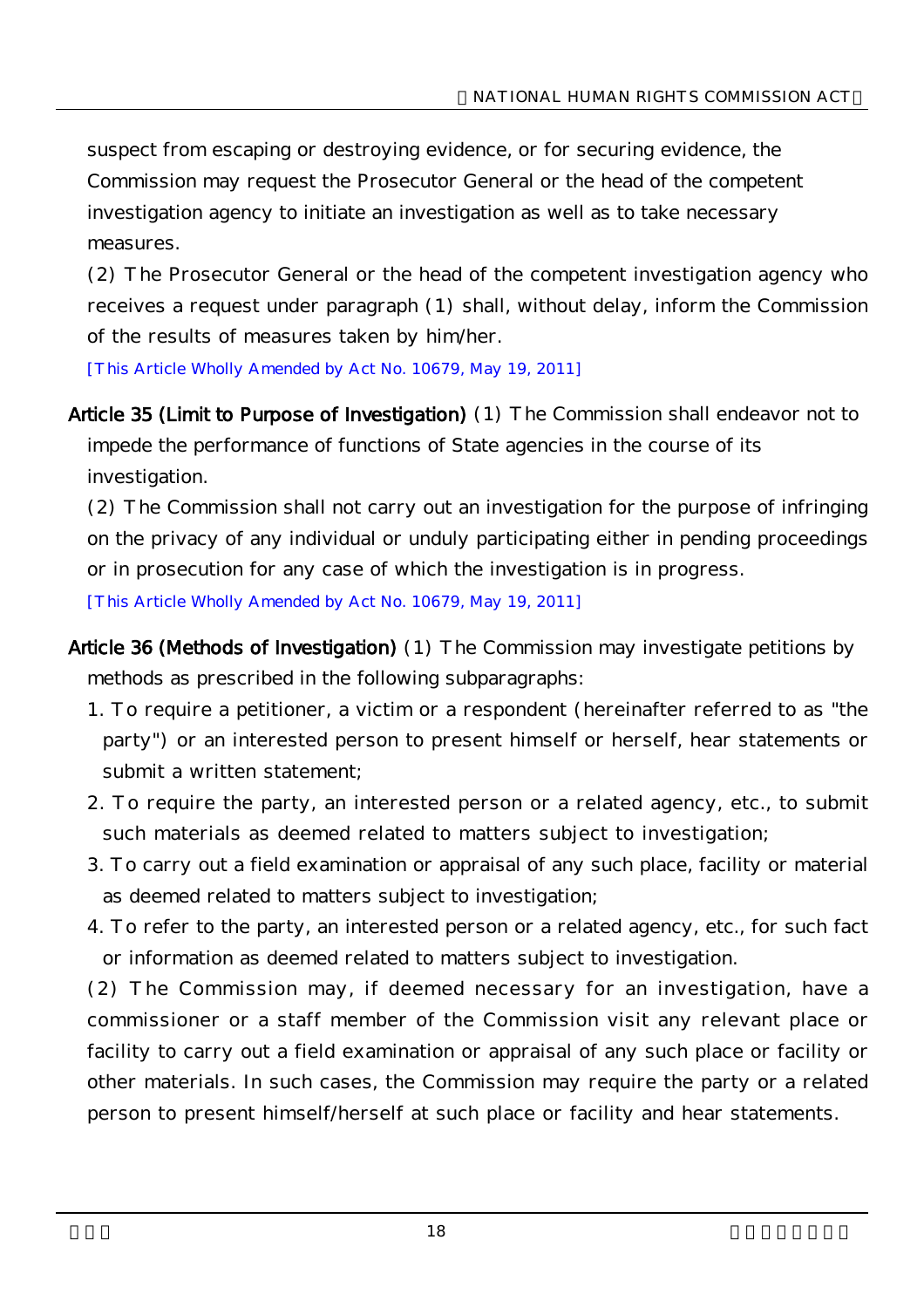suspect from escaping or destroying evidence, or for securing evidence, the Commission may request the Prosecutor General or the head of the competent investigation agency to initiate an investigation as well as to take necessary measures.

(2) The Prosecutor General or the head of the competent investigation agency who receives a request under paragraph (1) shall, without delay, inform the Commission of the results of measures taken by him/her.

[This Article Wholly Amended by Act No. 10679, May 19, 2011]

**Article 35 (Limit to Purpose of Investigation)** (1) The Commission shall endeavor not to impede the performance of functions of State agencies in the course of its investigation.

(2) The Commission shall not carry out an investigation for the purpose of infringing on the privacy of any individual or unduly participating either in pending proceedings or in prosecution for any case of which the investigation is in progress.

[This Article Wholly Amended by Act No. 10679, May 19, 2011]

**Article 36 (Methods of Investigation)** (1) The Commission may investigate petitions by methods as prescribed in the following subparagraphs:

1. To require a petitioner, a victim or a respondent (hereinafter referred to as "the party") or an interested person to present himself or herself, hear statements or submit a written statement;
2. To require the party, an interested person or a related agency, etc., to submit such materials as deemed related to matters subject to investigation;
3. To carry out a field examination or appraisal of any such place, facility or material as deemed related to matters subject to investigation;
4. To refer to the party, an interested person or a related agency, etc., for such fact or information as deemed related to matters subject to investigation.

(2) The Commission may, if deemed necessary for an investigation, have a commissioner or a staff member of the Commission visit any relevant place or facility to carry out a field examination or appraisal of any such place or facility or other materials. In such cases, the Commission may require the party or a related person to present himself/herself at such place or facility and hear statements.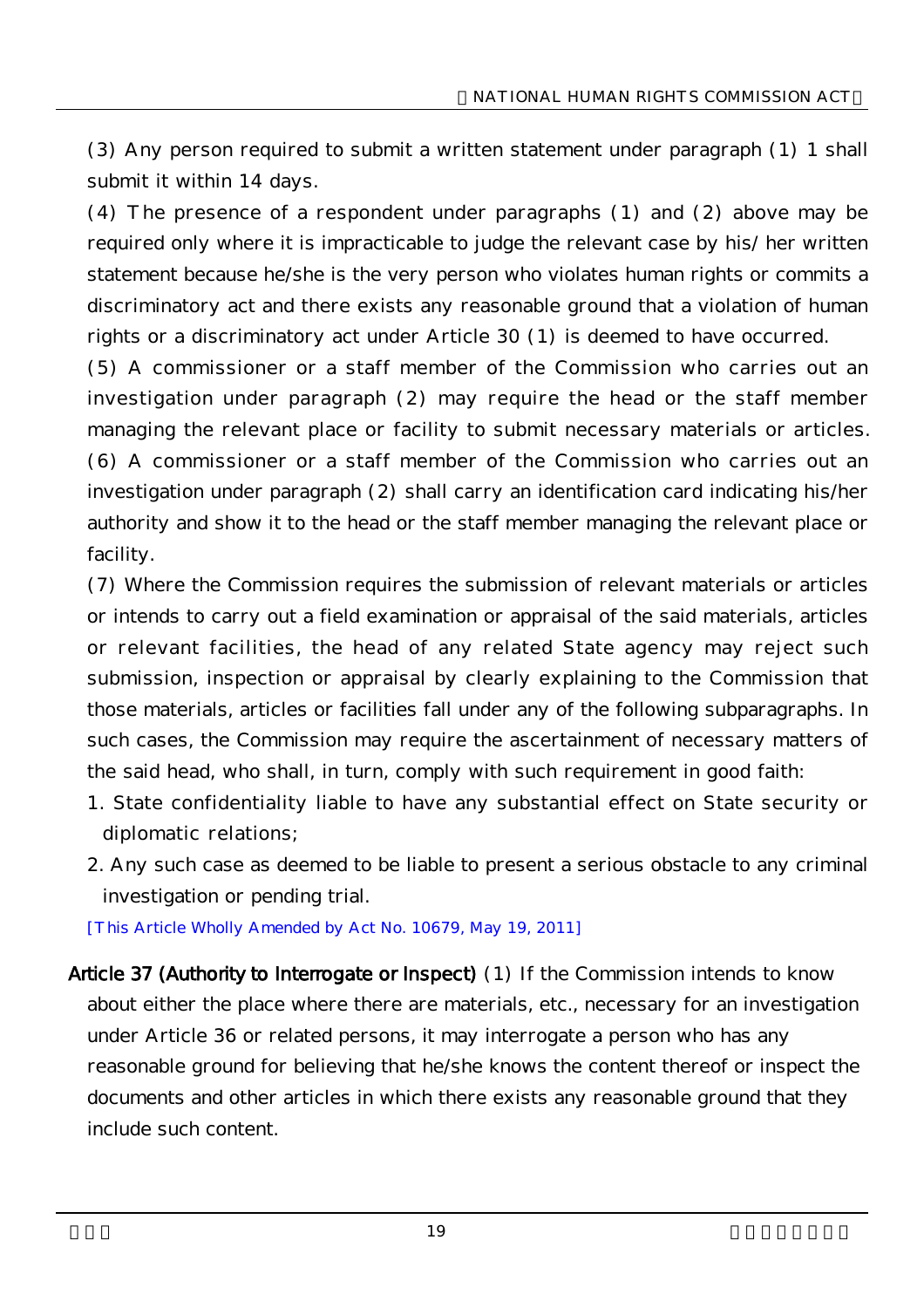(3) Any person required to submit a written statement under paragraph (1) 1 shall submit it within 14 days.

(4) The presence of a respondent under paragraphs (1) and (2) above may be required only where it is impracticable to judge the relevant case by his/ her written statement because he/she is the very person who violates human rights or commits a discriminatory act and there exists any reasonable ground that a violation of human rights or a discriminatory act under Article 30 (1) is deemed to have occurred.

(5) A commissioner or a staff member of the Commission who carries out an investigation under paragraph (2) may require the head or the staff member managing the relevant place or facility to submit necessary materials or articles.

(6) A commissioner or a staff member of the Commission who carries out an investigation under paragraph (2) shall carry an identification card indicating his/her authority and show it to the head or the staff member managing the relevant place or facility.

(7) Where the Commission requires the submission of relevant materials or articles or intends to carry out a field examination or appraisal of the said materials, articles or relevant facilities, the head of any related State agency may reject such submission, inspection or appraisal by clearly explaining to the Commission that those materials, articles or facilities fall under any of the following subparagraphs. In such cases, the Commission may require the ascertainment of necessary matters of the said head, who shall, in turn, comply with such requirement in good faith:

1. State confidentiality liable to have any substantial effect on State security or diplomatic relations;
2. Any such case as deemed to be liable to present a serious obstacle to any criminal investigation or pending trial.

[This Article Wholly Amended by Act No. 10679, May 19, 2011]

**Article 37 (Authority to Interrogate or Inspect)** (1) If the Commission intends to know about either the place where there are materials, etc., necessary for an investigation under Article 36 or related persons, it may interrogate a person who has any reasonable ground for believing that he/she knows the content thereof or inspect the documents and other articles in which there exists any reasonable ground that they include such content.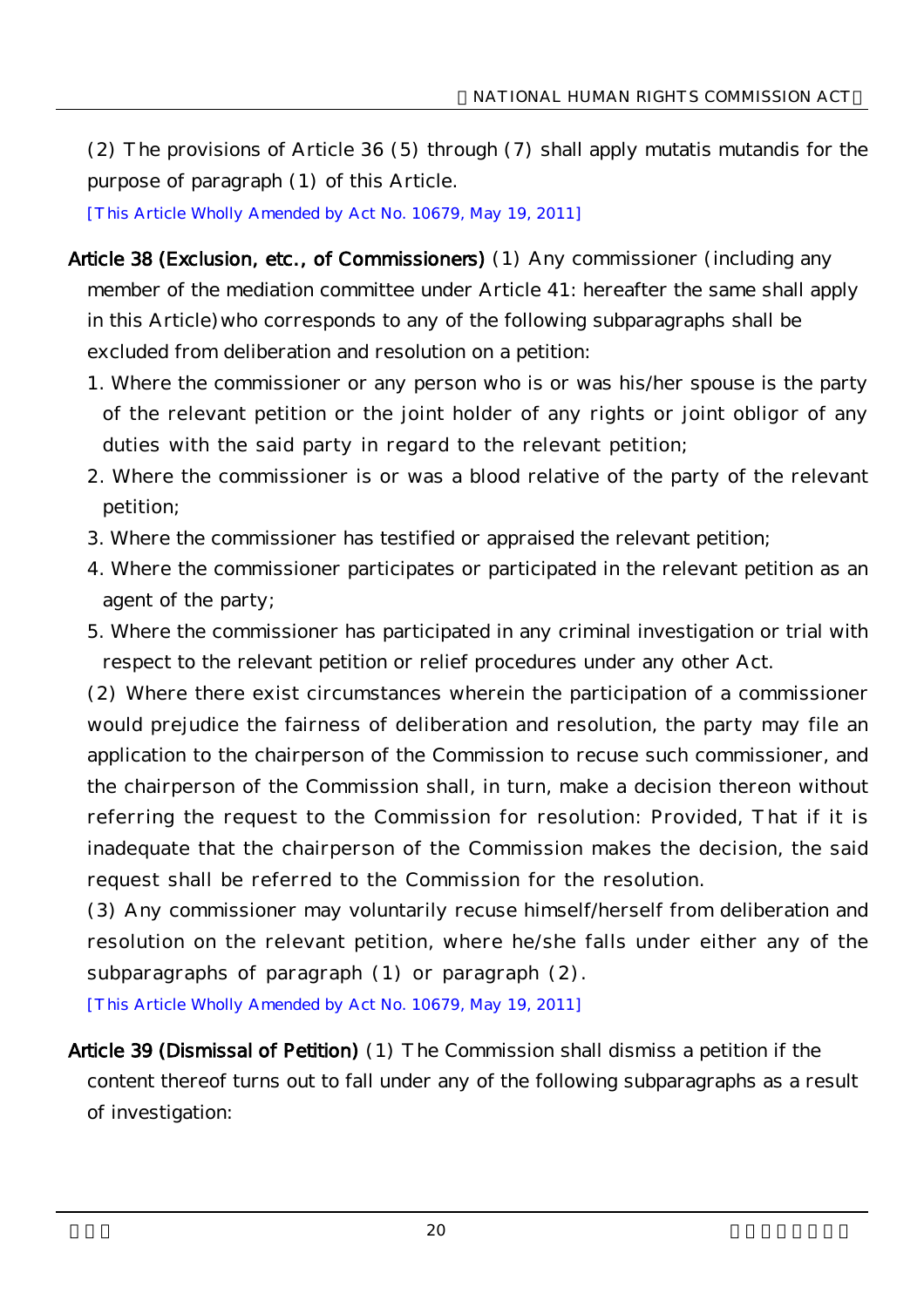(2) The provisions of Article 36 (5) through (7) shall apply mutatis mutandis for the purpose of paragraph (1) of this Article.

[This Article Wholly Amended by Act No. 10679, May 19, 2011]

**Article 38 (Exclusion, etc., of Commissioners)** (1) Any commissioner (including any member of the mediation committee under Article 41: hereafter the same shall apply in this Article) who corresponds to any of the following subparagraphs shall be excluded from deliberation and resolution on a petition:

1. Where the commissioner or any person who is or was his/her spouse is the party of the relevant petition or the joint holder of any rights or joint obligor of any duties with the said party in regard to the relevant petition;
2. Where the commissioner is or was a blood relative of the party of the relevant petition;
3. Where the commissioner has testified or appraised the relevant petition;
4. Where the commissioner participates or participated in the relevant petition as an agent of the party;
5. Where the commissioner has participated in any criminal investigation or trial with respect to the relevant petition or relief procedures under any other Act.

(2) Where there exist circumstances wherein the participation of a commissioner would prejudice the fairness of deliberation and resolution, the party may file an application to the chairperson of the Commission to recuse such commissioner, and the chairperson of the Commission shall, in turn, make a decision thereon without referring the request to the Commission for resolution: Provided, That if it is inadequate that the chairperson of the Commission makes the decision, the said request shall be referred to the Commission for the resolution.

(3) Any commissioner may voluntarily recuse himself/herself from deliberation and resolution on the relevant petition, where he/she falls under either any of the subparagraphs of paragraph (1) or paragraph (2).

[This Article Wholly Amended by Act No. 10679, May 19, 2011]

**Article 39 (Dismissal of Petition)** (1) The Commission shall dismiss a petition if the content thereof turns out to fall under any of the following subparagraphs as a result of investigation: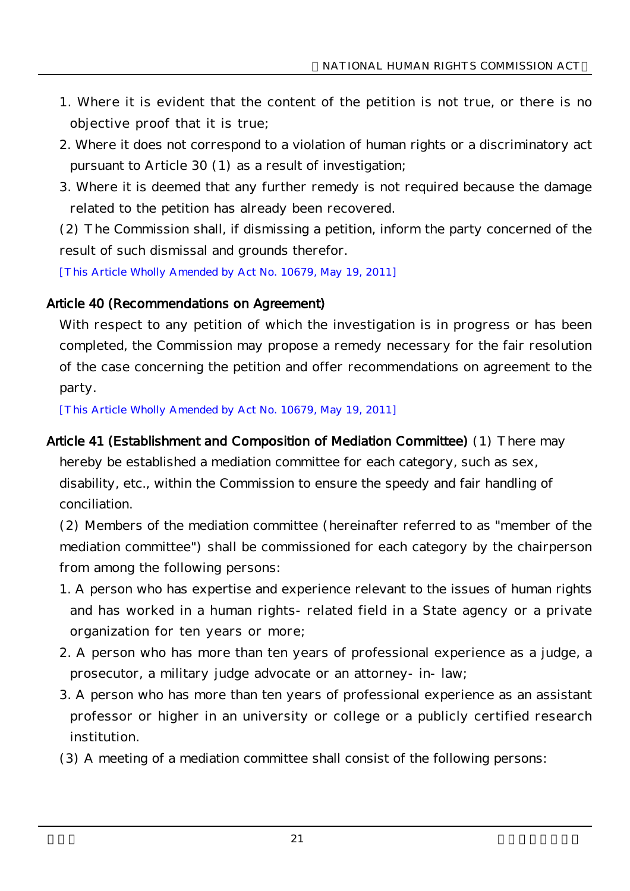1. Where it is evident that the content of the petition is not true, or there is no objective proof that it is true;
2. Where it does not correspond to a violation of human rights or a discriminatory act pursuant to Article 30 (1) as a result of investigation;
3. Where it is deemed that any further remedy is not required because the damage related to the petition has already been recovered.

(2) The Commission shall, if dismissing a petition, inform the party concerned of the result of such dismissal and grounds therefor.

[This Article Wholly Amended by Act No. 10679, May 19, 2011]

**Article 40 (Recommendations on Agreement)**

With respect to any petition of which the investigation is in progress or has been completed, the Commission may propose a remedy necessary for the fair resolution of the case concerning the petition and offer recommendations on agreement to the party.

[This Article Wholly Amended by Act No. 10679, May 19, 2011]

**Article 41 (Establishment and Composition of Mediation Committee)** (1) There may hereby be established a mediation committee for each category, such as sex, disability, etc., within the Commission to ensure the speedy and fair handling of conciliation.

(2) Members of the mediation committee (hereinafter referred to as "member of the mediation committee") shall be commissioned for each category by the chairperson from among the following persons:

1. A person who has expertise and experience relevant to the issues of human rights and has worked in a human rights- related field in a State agency or a private organization for ten years or more;
2. A person who has more than ten years of professional experience as a judge, a prosecutor, a military judge advocate or an attorney- in- law;
3. A person who has more than ten years of professional experience as an assistant professor or higher in an university or college or a publicly certified research institution.

(3) A meeting of a mediation committee shall consist of the following persons: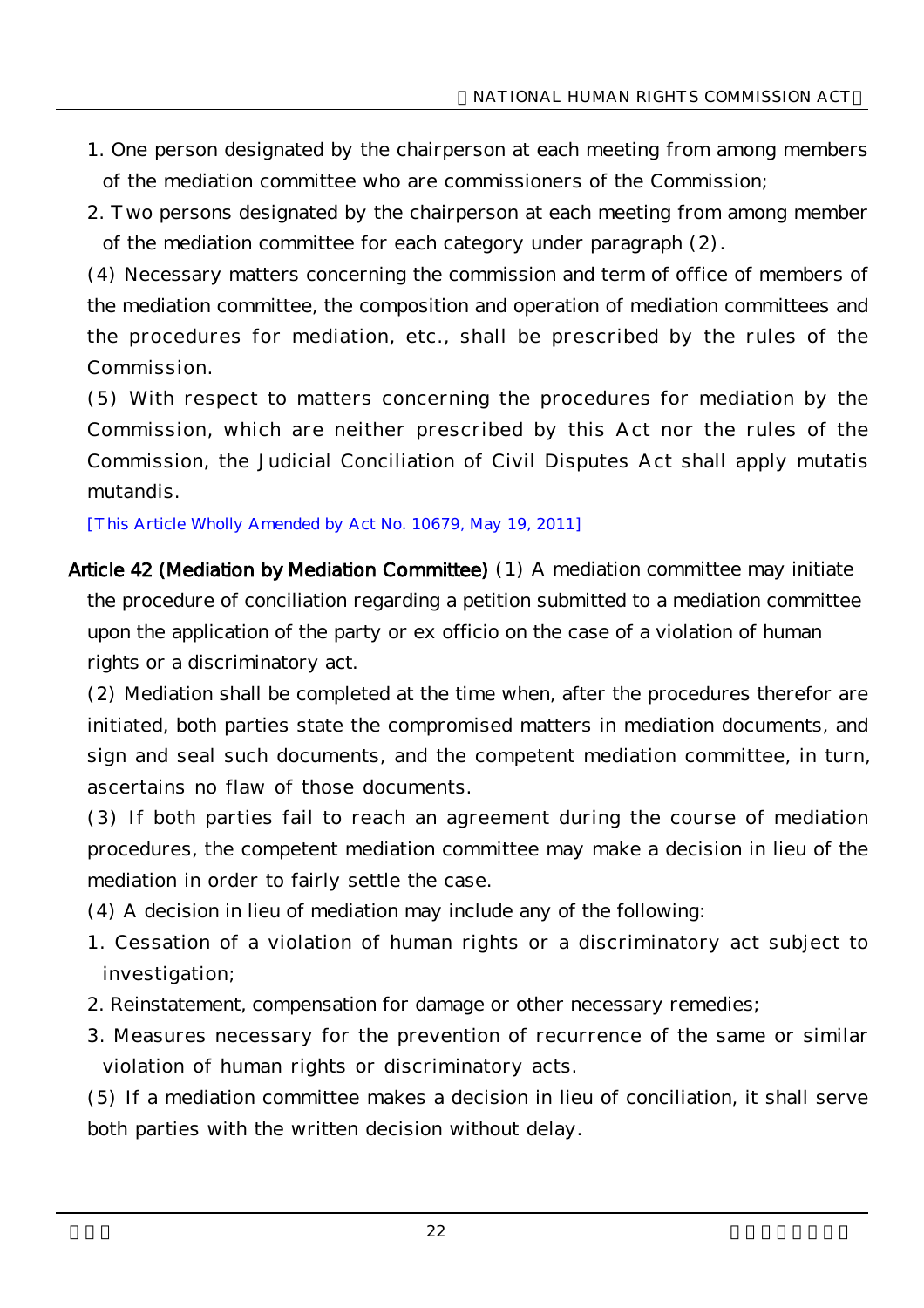1. One person designated by the chairperson at each meeting from among members of the mediation committee who are commissioners of the Commission;
2. Two persons designated by the chairperson at each meeting from among member of the mediation committee for each category under paragraph (2).

(4) Necessary matters concerning the commission and term of office of members of the mediation committee, the composition and operation of mediation committees and the procedures for mediation, etc., shall be prescribed by the rules of the Commission.

(5) With respect to matters concerning the procedures for mediation by the Commission, which are neither prescribed by this Act nor the rules of the Commission, the Judicial Conciliation of Civil Disputes Act shall apply mutatis mutandis.

[This Article Wholly Amended by Act No. 10679, May 19, 2011]

**Article 42 (Mediation by Mediation Committee)** (1) A mediation committee may initiate the procedure of conciliation regarding a petition submitted to a mediation committee upon the application of the party or ex officio on the case of a violation of human rights or a discriminatory act.

(2) Mediation shall be completed at the time when, after the procedures therefor are initiated, both parties state the compromised matters in mediation documents, and sign and seal such documents, and the competent mediation committee, in turn, ascertains no flaw of those documents.

(3) If both parties fail to reach an agreement during the course of mediation procedures, the competent mediation committee may make a decision in lieu of the mediation in order to fairly settle the case.

(4) A decision in lieu of mediation may include any of the following:

1. Cessation of a violation of human rights or a discriminatory act subject to investigation;
2. Reinstatement, compensation for damage or other necessary remedies;
3. Measures necessary for the prevention of recurrence of the same or similar violation of human rights or discriminatory acts.

(5) If a mediation committee makes a decision in lieu of conciliation, it shall serve both parties with the written decision without delay.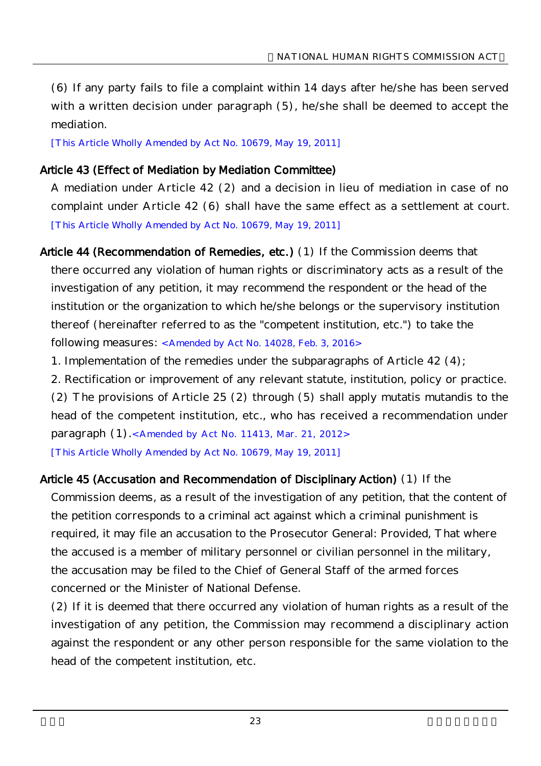(6) If any party fails to file a complaint within 14 days after he/she has been served with a written decision under paragraph (5), he/she shall be deemed to accept the mediation.

[This Article Wholly Amended by Act No. 10679, May 19, 2011]

**Article 43 (Effect of Mediation by Mediation Committee)**

A mediation under Article 42 (2) and a decision in lieu of mediation in case of no complaint under Article 42 (6) shall have the same effect as a settlement at court.

[This Article Wholly Amended by Act No. 10679, May 19, 2011]

**Article 44 (Recommendation of Remedies, etc.)** (1) If the Commission deems that there occurred any violation of human rights or discriminatory acts as a result of the investigation of any petition, it may recommend the respondent or the head of the institution or the organization to which he/she belongs or the supervisory institution thereof (hereinafter referred to as the "competent institution, etc.") to take the following measures: <Amended by Act No. 14028, Feb. 3, 2016>

1. Implementation of the remedies under the subparagraphs of Article 42 (4);
2. Rectification or improvement of any relevant statute, institution, policy or practice.

(2) The provisions of Article 25 (2) through (5) shall apply mutatis mutandis to the head of the competent institution, etc., who has received a recommendation under paragraph (1).<Amended by Act No. 11413, Mar. 21, 2012>

[This Article Wholly Amended by Act No. 10679, May 19, 2011]

**Article 45 (Accusation and Recommendation of Disciplinary Action)** (1) If the Commission deems, as a result of the investigation of any petition, that the content of the petition corresponds to a criminal act against which a criminal punishment is required, it may file an accusation to the Prosecutor General: Provided, That where the accused is a member of military personnel or civilian personnel in the military, the accusation may be filed to the Chief of General Staff of the armed forces concerned or the Minister of National Defense.

(2) If it is deemed that there occurred any violation of human rights as a result of the investigation of any petition, the Commission may recommend a disciplinary action against the respondent or any other person responsible for the same violation to the head of the competent institution, etc.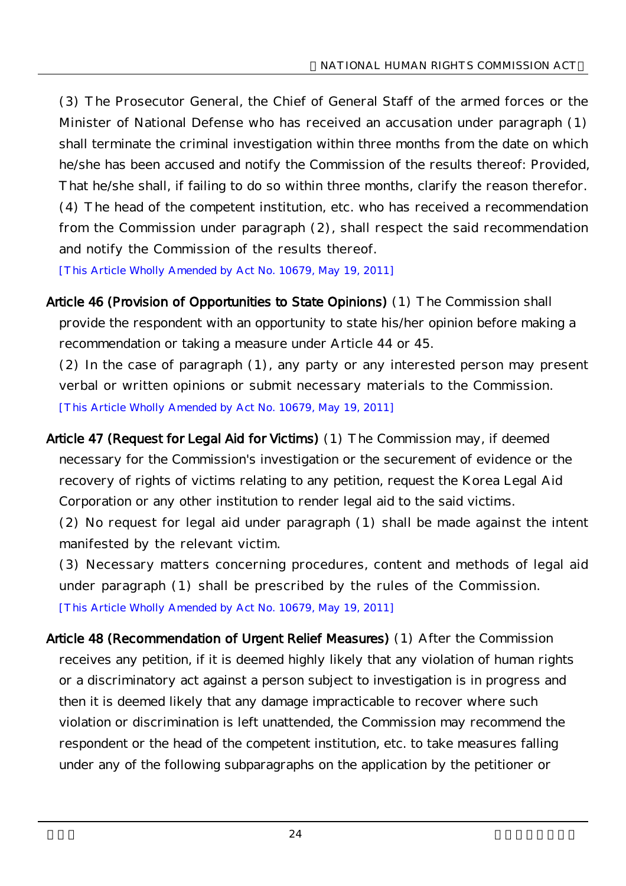(3) The Prosecutor General, the Chief of General Staff of the armed forces or the Minister of National Defense who has received an accusation under paragraph (1) shall terminate the criminal investigation within three months from the date on which he/she has been accused and notify the Commission of the results thereof: Provided, That he/she shall, if failing to do so within three months, clarify the reason therefor.

(4) The head of the competent institution, etc. who has received a recommendation from the Commission under paragraph (2), shall respect the said recommendation and notify the Commission of the results thereof.

[This Article Wholly Amended by Act No. 10679, May 19, 2011]

**Article 46 (Provision of Opportunities to State Opinions)** (1) The Commission shall provide the respondent with an opportunity to state his/her opinion before making a recommendation or taking a measure under Article 44 or 45.

(2) In the case of paragraph (1), any party or any interested person may present verbal or written opinions or submit necessary materials to the Commission.

[This Article Wholly Amended by Act No. 10679, May 19, 2011]

**Article 47 (Request for Legal Aid for Victims)** (1) The Commission may, if deemed necessary for the Commission's investigation or the securement of evidence or the recovery of rights of victims relating to any petition, request the Korea Legal Aid Corporation or any other institution to render legal aid to the said victims.

(2) No request for legal aid under paragraph (1) shall be made against the intent manifested by the relevant victim.

(3) Necessary matters concerning procedures, content and methods of legal aid under paragraph (1) shall be prescribed by the rules of the Commission.

[This Article Wholly Amended by Act No. 10679, May 19, 2011]

**Article 48 (Recommendation of Urgent Relief Measures)** (1) After the Commission receives any petition, if it is deemed highly likely that any violation of human rights or a discriminatory act against a person subject to investigation is in progress and then it is deemed likely that any damage impracticable to recover where such violation or discrimination is left unattended, the Commission may recommend the respondent or the head of the competent institution, etc. to take measures falling under any of the following subparagraphs on the application by the petitioner or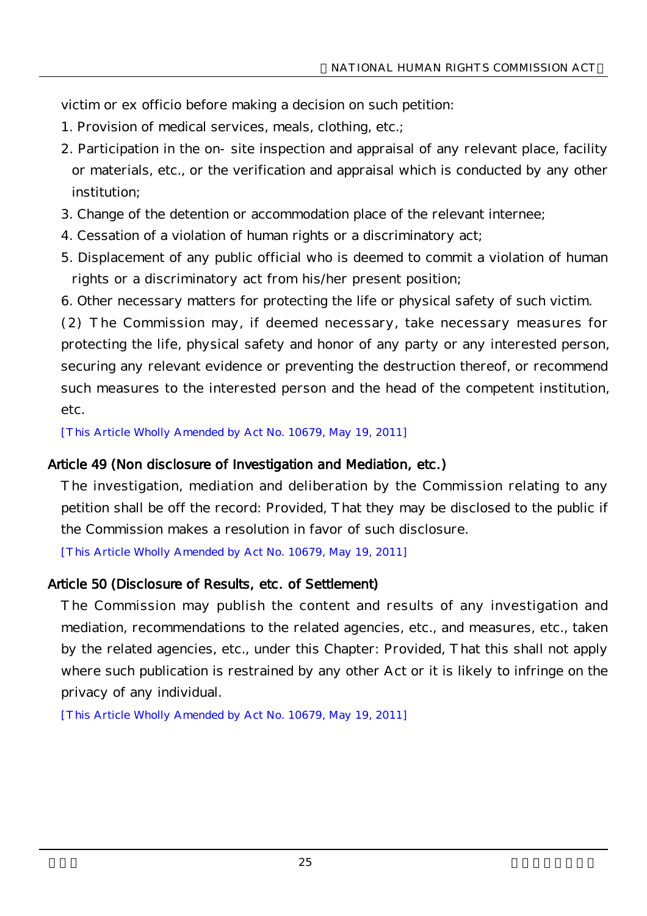victim or ex officio before making a decision on such petition:

1. Provision of medical services, meals, clothing, etc.;
2. Participation in the on- site inspection and appraisal of any relevant place, facility or materials, etc., or the verification and appraisal which is conducted by any other institution;
3. Change of the detention or accommodation place of the relevant internee;
4. Cessation of a violation of human rights or a discriminatory act;
5. Displacement of any public official who is deemed to commit a violation of human rights or a discriminatory act from his/her present position;
6. Other necessary matters for protecting the life or physical safety of such victim.

(2) The Commission may, if deemed necessary, take necessary measures for protecting the life, physical safety and honor of any party or any interested person, securing any relevant evidence or preventing the destruction thereof, or recommend such measures to the interested person and the head of the competent institution, etc.

[This Article Wholly Amended by Act No. 10679, May 19, 2011]

### Article 49 (Non disclosure of Investigation and Mediation, etc.)

The investigation, mediation and deliberation by the Commission relating to any petition shall be off the record: Provided, That they may be disclosed to the public if the Commission makes a resolution in favor of such disclosure.

[This Article Wholly Amended by Act No. 10679, May 19, 2011]

### Article 50 (Disclosure of Results, etc. of Settlement)

The Commission may publish the content and results of any investigation and mediation, recommendations to the related agencies, etc., and measures, etc., taken by the related agencies, etc., under this Chapter: Provided, That this shall not apply where such publication is restrained by any other Act or it is likely to infringe on the privacy of any individual.

[This Article Wholly Amended by Act No. 10679, May 19, 2011]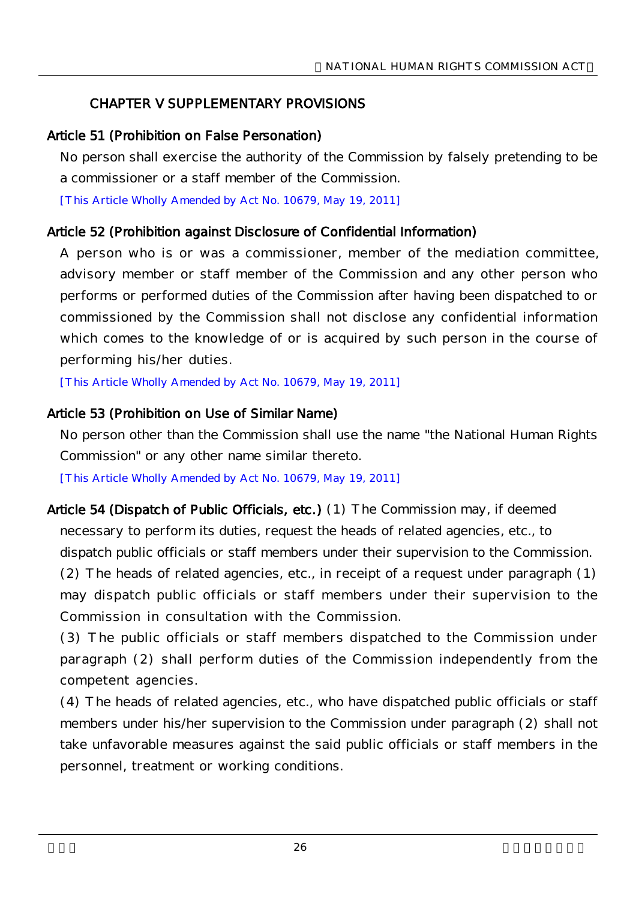## CHAPTER V SUPPLEMENTARY PROVISIONS

**Article 51 (Prohibition on False Personation)**

No person shall exercise the authority of the Commission by falsely pretending to be a commissioner or a staff member of the Commission.

[This Article Wholly Amended by Act No. 10679, May 19, 2011]

**Article 52 (Prohibition against Disclosure of Confidential Information)**

A person who is or was a commissioner, member of the mediation committee, advisory member or staff member of the Commission and any other person who performs or performed duties of the Commission after having been dispatched to or commissioned by the Commission shall not disclose any confidential information which comes to the knowledge of or is acquired by such person in the course of performing his/her duties.

[This Article Wholly Amended by Act No. 10679, May 19, 2011]

**Article 53 (Prohibition on Use of Similar Name)**

No person other than the Commission shall use the name "the National Human Rights Commission" or any other name similar thereto.

[This Article Wholly Amended by Act No. 10679, May 19, 2011]

**Article 54 (Dispatch of Public Officials, etc.)** (1) The Commission may, if deemed necessary to perform its duties, request the heads of related agencies, etc., to dispatch public officials or staff members under their supervision to the Commission.

(2) The heads of related agencies, etc., in receipt of a request under paragraph (1) may dispatch public officials or staff members under their supervision to the Commission in consultation with the Commission.

(3) The public officials or staff members dispatched to the Commission under paragraph (2) shall perform duties of the Commission independently from the competent agencies.

(4) The heads of related agencies, etc., who have dispatched public officials or staff members under his/her supervision to the Commission under paragraph (2) shall not take unfavorable measures against the said public officials or staff members in the personnel, treatment or working conditions.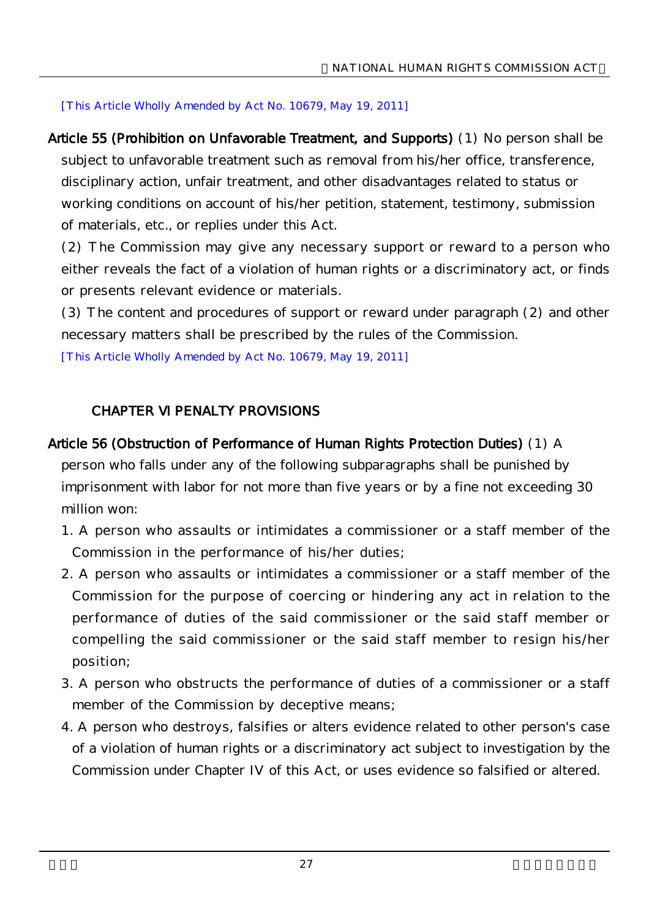[This Article Wholly Amended by Act No. 10679, May 19, 2011]

**Article 55 (Prohibition on Unfavorable Treatment, and Supports)** (1) No person shall be subject to unfavorable treatment such as removal from his/her office, transference, disciplinary action, unfair treatment, and other disadvantages related to status or working conditions on account of his/her petition, statement, testimony, submission of materials, etc., or replies under this Act.

(2) The Commission may give any necessary support or reward to a person who either reveals the fact of a violation of human rights or a discriminatory act, or finds or presents relevant evidence or materials.

(3) The content and procedures of support or reward under paragraph (2) and other necessary matters shall be prescribed by the rules of the Commission.

[This Article Wholly Amended by Act No. 10679, May 19, 2011]

## CHAPTER VI PENALTY PROVISIONS

**Article 56 (Obstruction of Performance of Human Rights Protection Duties)** (1) A person who falls under any of the following subparagraphs shall be punished by imprisonment with labor for not more than five years or by a fine not exceeding 30 million won:

1. A person who assaults or intimidates a commissioner or a staff member of the Commission in the performance of his/her duties;
2. A person who assaults or intimidates a commissioner or a staff member of the Commission for the purpose of coercing or hindering any act in relation to the performance of duties of the said commissioner or the said staff member or compelling the said commissioner or the said staff member to resign his/her position;
3. A person who obstructs the performance of duties of a commissioner or a staff member of the Commission by deceptive means;
4. A person who destroys, falsifies or alters evidence related to other person's case of a violation of human rights or a discriminatory act subject to investigation by the Commission under Chapter IV of this Act, or uses evidence so falsified or altered.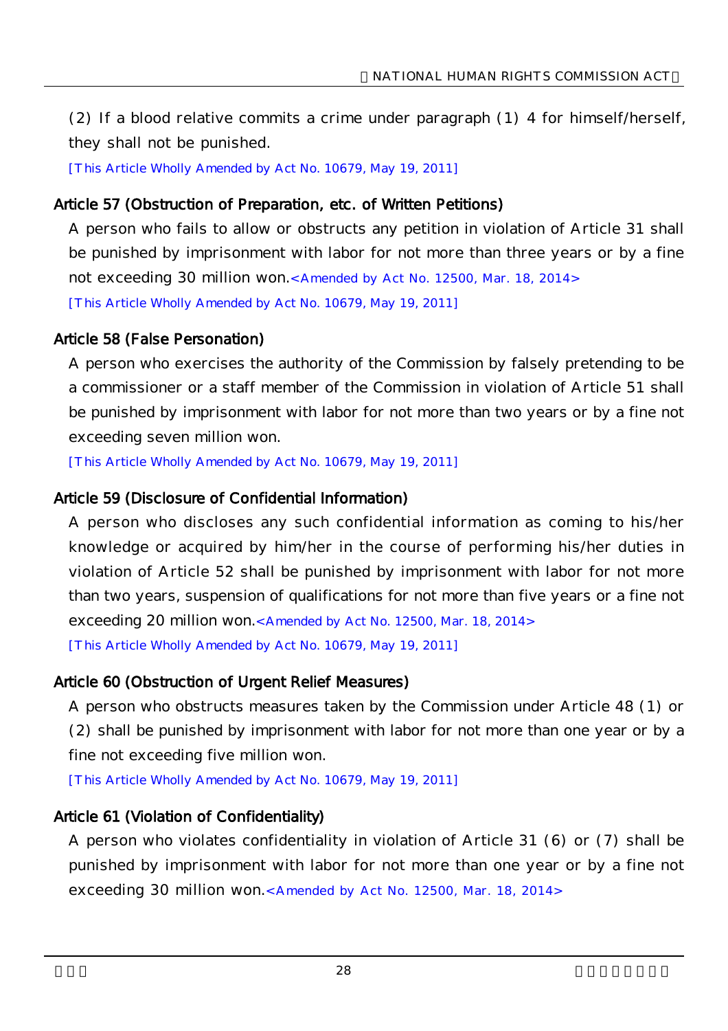(2) If a blood relative commits a crime under paragraph (1) 4 for himself/herself, they shall not be punished.

[This Article Wholly Amended by Act No. 10679, May 19, 2011]

### Article 57 (Obstruction of Preparation, etc. of Written Petitions)

A person who fails to allow or obstructs any petition in violation of Article 31 shall be punished by imprisonment with labor for not more than three years or by a fine not exceeding 30 million won.<Amended by Act No. 12500, Mar. 18, 2014>

[This Article Wholly Amended by Act No. 10679, May 19, 2011]

### Article 58 (False Personation)

A person who exercises the authority of the Commission by falsely pretending to be a commissioner or a staff member of the Commission in violation of Article 51 shall be punished by imprisonment with labor for not more than two years or by a fine not exceeding seven million won.

[This Article Wholly Amended by Act No. 10679, May 19, 2011]

### Article 59 (Disclosure of Confidential Information)

A person who discloses any such confidential information as coming to his/her knowledge or acquired by him/her in the course of performing his/her duties in violation of Article 52 shall be punished by imprisonment with labor for not more than two years, suspension of qualifications for not more than five years or a fine not exceeding 20 million won.<Amended by Act No. 12500, Mar. 18, 2014>

[This Article Wholly Amended by Act No. 10679, May 19, 2011]

### Article 60 (Obstruction of Urgent Relief Measures)

A person who obstructs measures taken by the Commission under Article 48 (1) or (2) shall be punished by imprisonment with labor for not more than one year or by a fine not exceeding five million won.

[This Article Wholly Amended by Act No. 10679, May 19, 2011]

### Article 61 (Violation of Confidentiality)

A person who violates confidentiality in violation of Article 31 (6) or (7) shall be punished by imprisonment with labor for not more than one year or by a fine not exceeding 30 million won.<Amended by Act No. 12500, Mar. 18, 2014>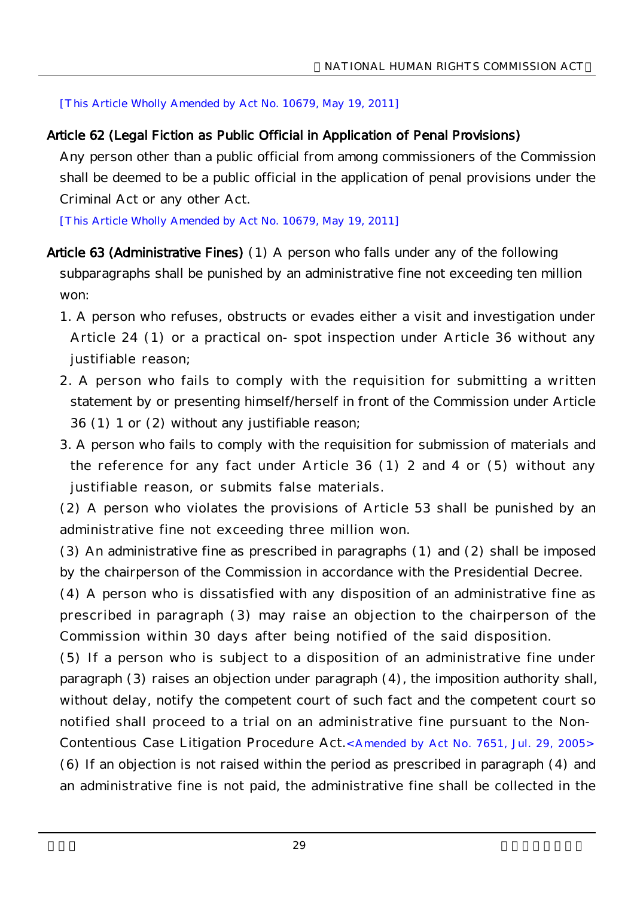[This Article Wholly Amended by Act No. 10679, May 19, 2011]

**Article 62 (Legal Fiction as Public Official in Application of Penal Provisions)**

Any person other than a public official from among commissioners of the Commission shall be deemed to be a public official in the application of penal provisions under the Criminal Act or any other Act.

[This Article Wholly Amended by Act No. 10679, May 19, 2011]

**Article 63 (Administrative Fines)** (1) A person who falls under any of the following subparagraphs shall be punished by an administrative fine not exceeding ten million won:

1. A person who refuses, obstructs or evades either a visit and investigation under Article 24 (1) or a practical on- spot inspection under Article 36 without any justifiable reason;
2. A person who fails to comply with the requisition for submitting a written statement by or presenting himself/herself in front of the Commission under Article 36 (1) 1 or (2) without any justifiable reason;
3. A person who fails to comply with the requisition for submission of materials and the reference for any fact under Article 36 (1) 2 and 4 or (5) without any justifiable reason, or submits false materials.

(2) A person who violates the provisions of Article 53 shall be punished by an administrative fine not exceeding three million won.

(3) An administrative fine as prescribed in paragraphs (1) and (2) shall be imposed by the chairperson of the Commission in accordance with the Presidential Decree.

(4) A person who is dissatisfied with any disposition of an administrative fine as prescribed in paragraph (3) may raise an objection to the chairperson of the Commission within 30 days after being notified of the said disposition.

(5) If a person who is subject to a disposition of an administrative fine under paragraph (3) raises an objection under paragraph (4), the imposition authority shall, without delay, notify the competent court of such fact and the competent court so notified shall proceed to a trial on an administrative fine pursuant to the Non-Contentious Case Litigation Procedure Act.<Amended by Act No. 7651, Jul. 29, 2005>

(6) If an objection is not raised within the period as prescribed in paragraph (4) and an administrative fine is not paid, the administrative fine shall be collected in the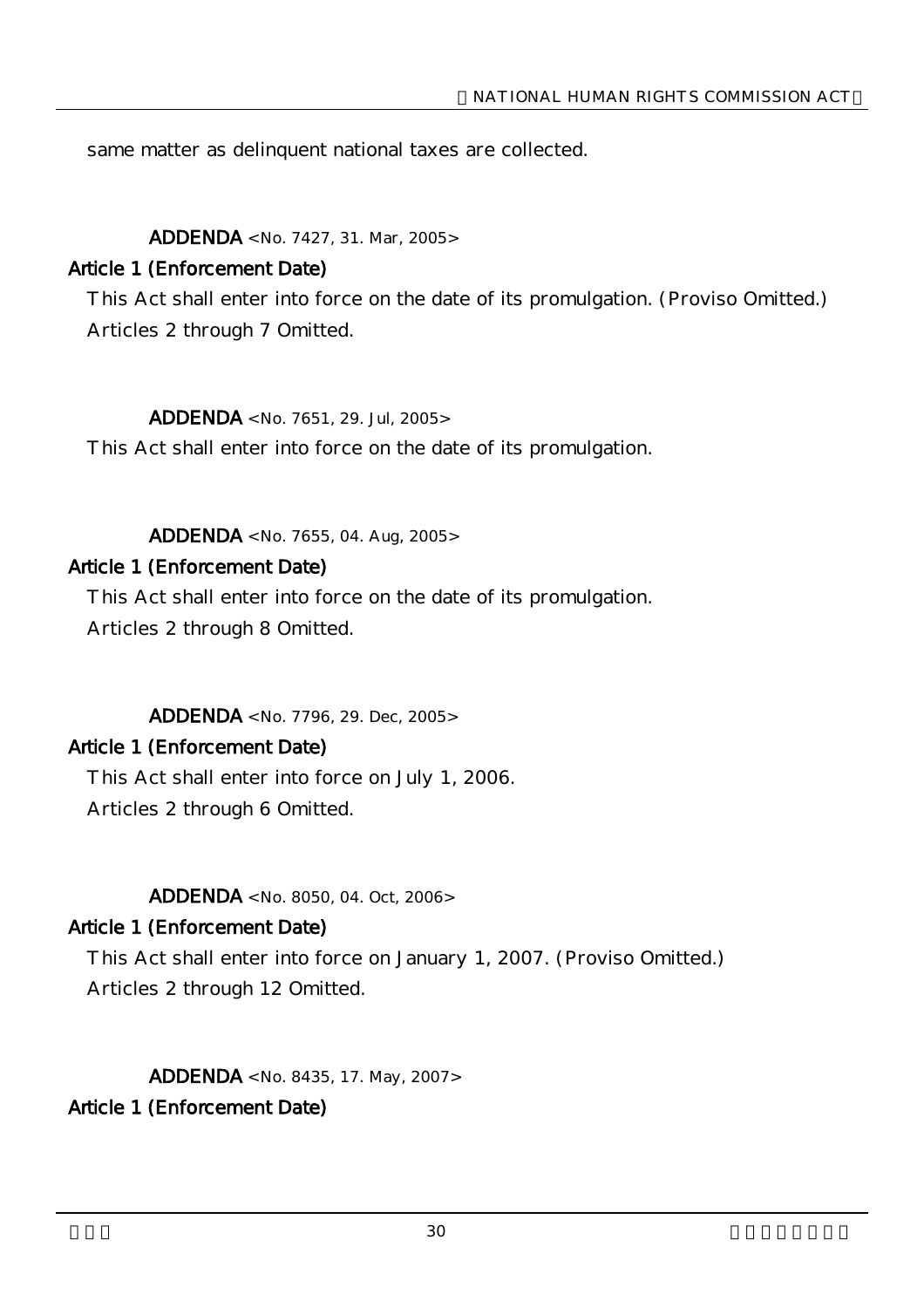same matter as delinquent national taxes are collected.

**ADDENDA** <No. 7427, 31. Mar, 2005>

**Article 1 (Enforcement Date)**

This Act shall enter into force on the date of its promulgation. (Proviso Omitted.)

Articles 2 through 7 Omitted.

**ADDENDA** <No. 7651, 29. Jul, 2005>

This Act shall enter into force on the date of its promulgation.

**ADDENDA** <No. 7655, 04. Aug, 2005>

**Article 1 (Enforcement Date)**

This Act shall enter into force on the date of its promulgation.

Articles 2 through 8 Omitted.

**ADDENDA** <No. 7796, 29. Dec, 2005>

**Article 1 (Enforcement Date)**

This Act shall enter into force on July 1, 2006.

Articles 2 through 6 Omitted.

**ADDENDA** <No. 8050, 04. Oct, 2006>

**Article 1 (Enforcement Date)**

This Act shall enter into force on January 1, 2007. (Proviso Omitted.)

Articles 2 through 12 Omitted.

**ADDENDA** <No. 8435, 17. May, 2007>

**Article 1 (Enforcement Date)**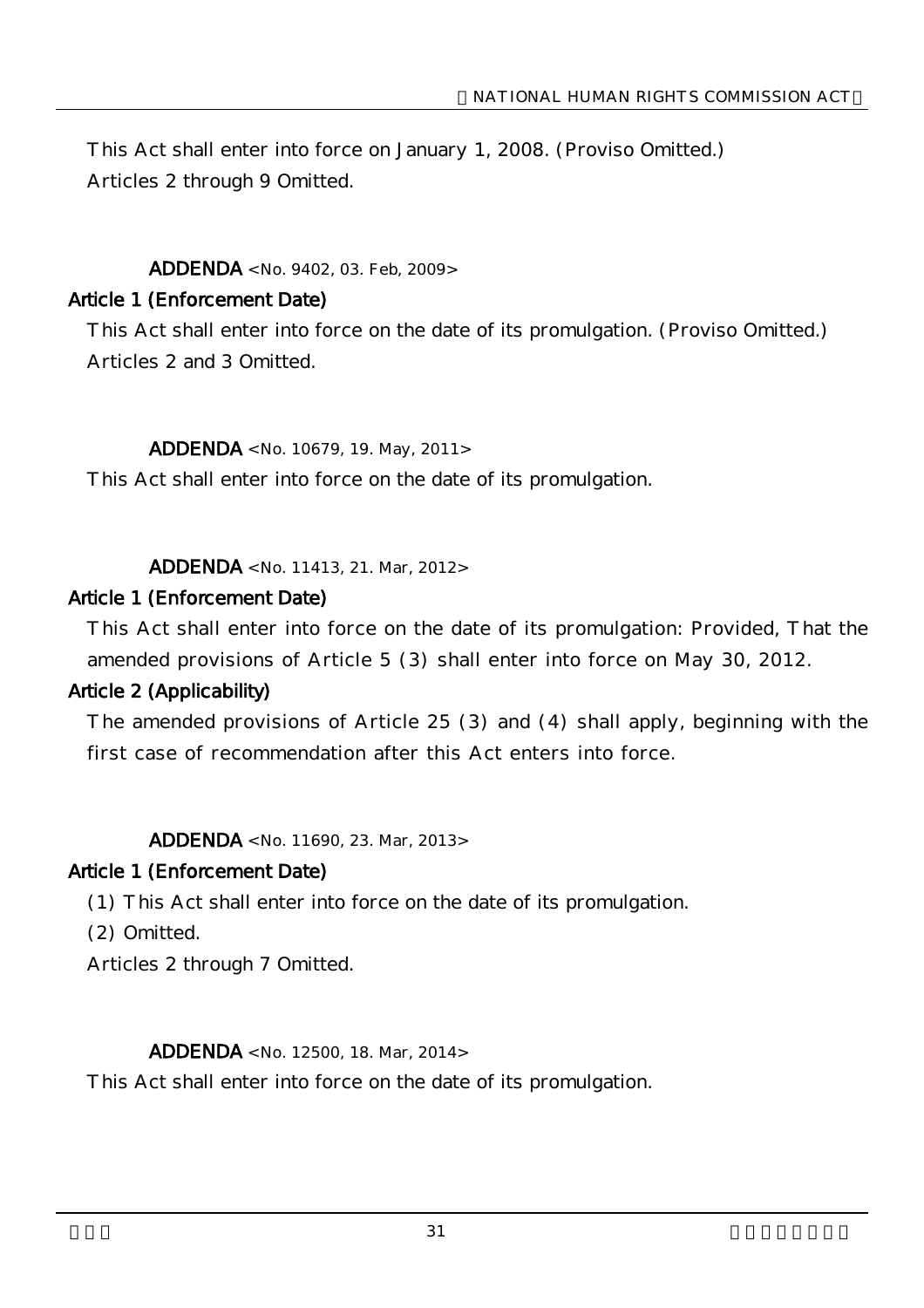This Act shall enter into force on January 1, 2008. (Proviso Omitted.)

Articles 2 through 9 Omitted.

### ADDENDA <No. 9402, 03. Feb, 2009>

**Article 1 (Enforcement Date)**

This Act shall enter into force on the date of its promulgation. (Proviso Omitted.)

Articles 2 and 3 Omitted.

### ADDENDA <No. 10679, 19. May, 2011>

This Act shall enter into force on the date of its promulgation.

### ADDENDA <No. 11413, 21. Mar, 2012>

**Article 1 (Enforcement Date)**

This Act shall enter into force on the date of its promulgation: Provided, That the amended provisions of Article 5 (3) shall enter into force on May 30, 2012.

**Article 2 (Applicability)**

The amended provisions of Article 25 (3) and (4) shall apply, beginning with the first case of recommendation after this Act enters into force.

### ADDENDA <No. 11690, 23. Mar, 2013>

**Article 1 (Enforcement Date)**

(1) This Act shall enter into force on the date of its promulgation.

(2) Omitted.

Articles 2 through 7 Omitted.

### ADDENDA <No. 12500, 18. Mar, 2014>

This Act shall enter into force on the date of its promulgation.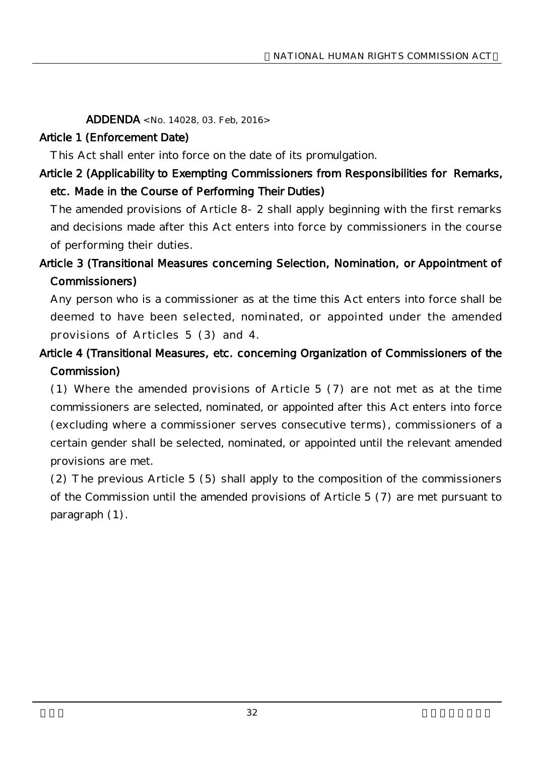## ADDENDA <No. 14028, 03. Feb, 2016>

### Article 1 (Enforcement Date)

This Act shall enter into force on the date of its promulgation.

### Article 2 (Applicability to Exempting Commissioners from Responsibilities for Remarks, etc. Made in the Course of Performing Their Duties)

The amended provisions of Article 8- 2 shall apply beginning with the first remarks and decisions made after this Act enters into force by commissioners in the course of performing their duties.

### Article 3 (Transitional Measures concerning Selection, Nomination, or Appointment of Commissioners)

Any person who is a commissioner as at the time this Act enters into force shall be deemed to have been selected, nominated, or appointed under the amended provisions of Articles 5 (3) and 4.

### Article 4 (Transitional Measures, etc. concerning Organization of Commissioners of the Commission)

(1) Where the amended provisions of Article 5 (7) are not met as at the time commissioners are selected, nominated, or appointed after this Act enters into force (excluding where a commissioner serves consecutive terms), commissioners of a certain gender shall be selected, nominated, or appointed until the relevant amended provisions are met.

(2) The previous Article 5 (5) shall apply to the composition of the commissioners of the Commission until the amended provisions of Article 5 (7) are met pursuant to paragraph (1).